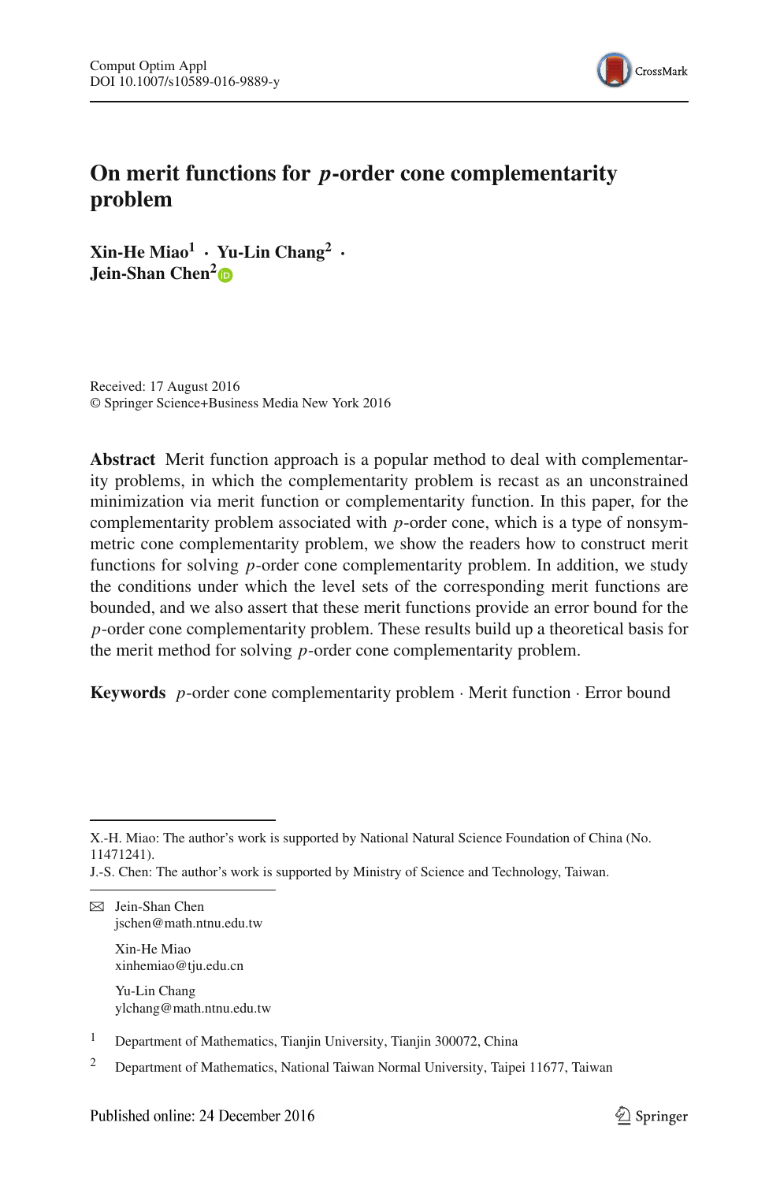# On merit functions for *p*-order cone complementarity problem

**Xin-He Miao**[1] · **Yu-Lin Chang**[2] · **Jein-Shan Chen**[2]

Received: 17 August 2016
© Springer Science+Business Media New York 2016

**Abstract** Merit function approach is a popular method to deal with complementarity problems, in which the complementarity problem is recast as an unconstrained minimization via merit function or complementarity function. In this paper, for the complementarity problem associated with $p$-order cone, which is a type of nonsymmetric cone complementarity problem, we show the readers how to construct merit functions for solving $p$-order cone complementarity problem. In addition, we study the conditions under which the level sets of the corresponding merit functions are bounded, and we also assert that these merit functions provide an error bound for the $p$-order cone complementarity problem. These results build up a theoretical basis for the merit method for solving $p$-order cone complementarity problem.

**Keywords** $p$-order cone complementarity problem · Merit function · Error bound

---

X.-H. Miao: The author's work is supported by National Natural Science Foundation of China (No. 11471241).

J.-S. Chen: The author's work is supported by Ministry of Science and Technology, Taiwan.

---

✉ Jein-Shan Chen
jschen@math.ntnu.edu.tw

Xin-He Miao
xinhemiao@tju.edu.cn

Yu-Lin Chang
ylchang@math.ntnu.edu.tw

[1] Department of Mathematics, Tianjin University, Tianjin 300072, China

[2] Department of Mathematics, National Taiwan Normal University, Taipei 11677, Taiwan

Published online: 24 December 2016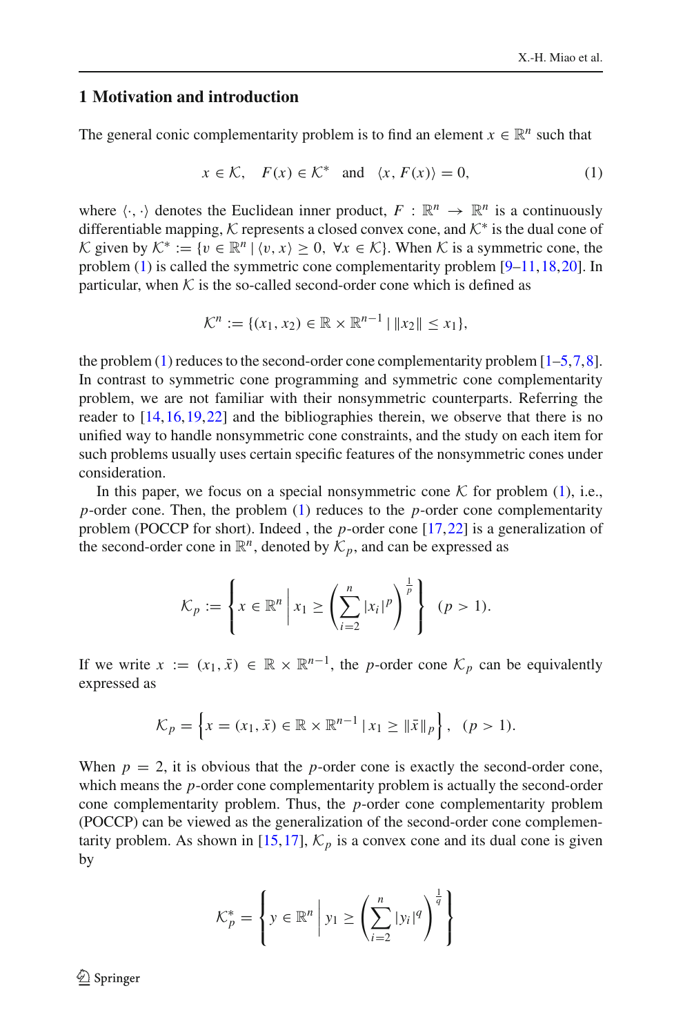## 1 Motivation and introduction

The general conic complementarity problem is to find an element $x \in \mathbb{R}^n$ such that

$$x \in \mathcal{K}, \quad F(x) \in \mathcal{K}^* \quad \text{and} \quad \langle x, F(x) \rangle = 0, \tag{1}$$

where $\langle \cdot, \cdot \rangle$ denotes the Euclidean inner product, $F : \mathbb{R}^n \to \mathbb{R}^n$ is a continuously differentiable mapping, $\mathcal{K}$ represents a closed convex cone, and $\mathcal{K}^*$ is the dual cone of $\mathcal{K}$ given by $\mathcal{K}^* := \{v \in \mathbb{R}^n \mid \langle v, x \rangle \geq 0, \ \forall x \in \mathcal{K}\}$. When $\mathcal{K}$ is a symmetric cone, the problem (1) is called the symmetric cone complementarity problem [9–11,18,20]. In particular, when $\mathcal{K}$ is the so-called second-order cone which is defined as

$$\mathcal{K}^n := \{(x_1, x_2) \in \mathbb{R} \times \mathbb{R}^{n-1} \mid \|x_2\| \leq x_1\},$$

the problem (1) reduces to the second-order cone complementarity problem [1–5,7,8]. In contrast to symmetric cone programming and symmetric cone complementarity problem, we are not familiar with their nonsymmetric counterparts. Referring the reader to [14,16,19,22] and the bibliographies therein, we observe that there is no unified way to handle nonsymmetric cone constraints, and the study on each item for such problems usually uses certain specific features of the nonsymmetric cones under consideration.

In this paper, we focus on a special nonsymmetric cone $\mathcal{K}$ for problem (1), i.e., $p$-order cone. Then, the problem (1) reduces to the $p$-order cone complementarity problem (POCCP for short). Indeed , the $p$-order cone [17,22] is a generalization of the second-order cone in $\mathbb{R}^n$, denoted by $\mathcal{K}_p$, and can be expressed as

$$\mathcal{K}_p := \left\{ x \in \mathbb{R}^n \,\middle|\, x_1 \geq \left( \sum_{i=2}^{n} |x_i|^p \right)^{\frac{1}{p}} \right\} \quad (p > 1).$$

If we write $x := (x_1, \bar{x}) \in \mathbb{R} \times \mathbb{R}^{n-1}$, the $p$-order cone $\mathcal{K}_p$ can be equivalently expressed as

$$\mathcal{K}_p = \left\{ x = (x_1, \bar{x}) \in \mathbb{R} \times \mathbb{R}^{n-1} \mid x_1 \geq \|\bar{x}\|_p \right\}, \quad (p > 1).$$

When $p = 2$, it is obvious that the $p$-order cone is exactly the second-order cone, which means the $p$-order cone complementarity problem is actually the second-order cone complementarity problem. Thus, the $p$-order cone complementarity problem (POCCP) can be viewed as the generalization of the second-order cone complementarity problem. As shown in [15,17], $\mathcal{K}_p$ is a convex cone and its dual cone is given by

$$\mathcal{K}_p^* = \left\{ y \in \mathbb{R}^n \,\middle|\, y_1 \geq \left( \sum_{i=2}^{n} |y_i|^q \right)^{\frac{1}{q}} \right\}$$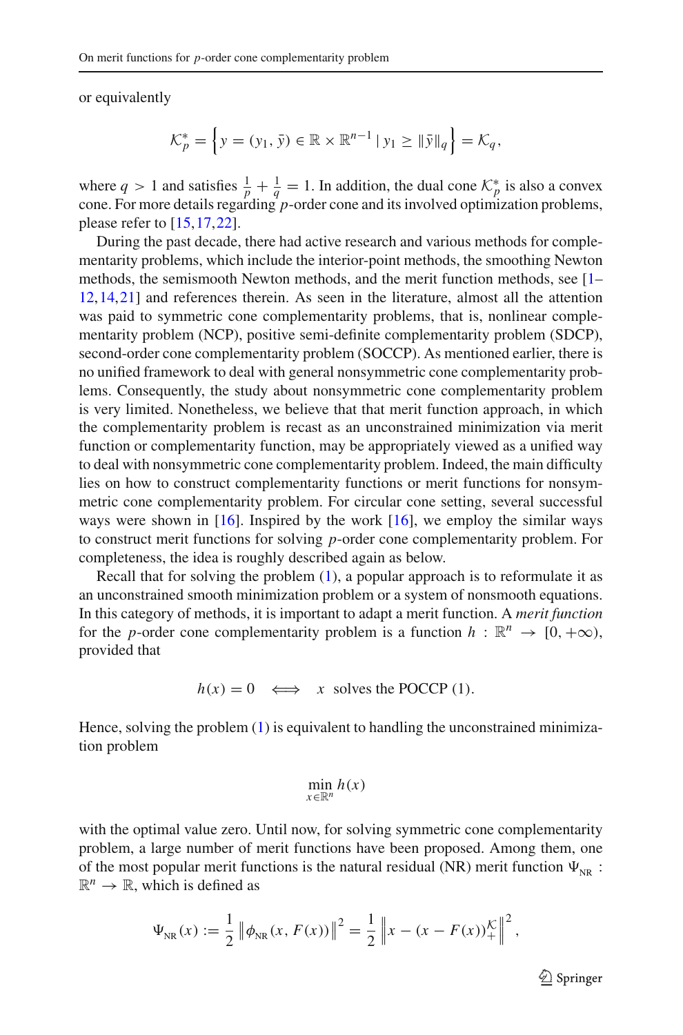or equivalently

$$\mathcal{K}_p^* = \left\{ y = (y_1, \bar{y}) \in \mathbb{R} \times \mathbb{R}^{n-1} \mid y_1 \geq \|\bar{y}\|_q \right\} = \mathcal{K}_q,$$

where $q > 1$ and satisfies $\frac{1}{p} + \frac{1}{q} = 1$. In addition, the dual cone $\mathcal{K}_p^*$ is also a convex cone. For more details regarding $p$-order cone and its involved optimization problems, please refer to [15,17,22].

During the past decade, there had active research and various methods for complementarity problems, which include the interior-point methods, the smoothing Newton methods, the semismooth Newton methods, and the merit function methods, see [1–12,14,21] and references therein. As seen in the literature, almost all the attention was paid to symmetric cone complementarity problems, that is, nonlinear complementarity problem (NCP), positive semi-definite complementarity problem (SDCP), second-order cone complementarity problem (SOCCP). As mentioned earlier, there is no unified framework to deal with general nonsymmetric cone complementarity problems. Consequently, the study about nonsymmetric cone complementarity problem is very limited. Nonetheless, we believe that that merit function approach, in which the complementarity problem is recast as an unconstrained minimization via merit function or complementarity function, may be appropriately viewed as a unified way to deal with nonsymmetric cone complementarity problem. Indeed, the main difficulty lies on how to construct complementarity functions or merit functions for nonsymmetric cone complementarity problem. For circular cone setting, several successful ways were shown in [16]. Inspired by the work [16], we employ the similar ways to construct merit functions for solving $p$-order cone complementarity problem. For completeness, the idea is roughly described again as below.

Recall that for solving the problem (1), a popular approach is to reformulate it as an unconstrained smooth minimization problem or a system of nonsmooth equations. In this category of methods, it is important to adapt a merit function. A *merit function* for the $p$-order cone complementarity problem is a function $h : \mathbb{R}^n \to [0, +\infty)$, provided that

$$h(x) = 0 \iff x \text{ solves the POCCP (1).}$$

Hence, solving the problem (1) is equivalent to handling the unconstrained minimization problem

$$\min_{x \in \mathbb{R}^n} h(x)$$

with the optimal value zero. Until now, for solving symmetric cone complementarity problem, a large number of merit functions have been proposed. Among them, one of the most popular merit functions is the natural residual (NR) merit function $\Psi_{\text{NR}} : \mathbb{R}^n \to \mathbb{R}$, which is defined as

$$\Psi_{\text{NR}}(x) := \frac{1}{2} \left\| \phi_{\text{NR}}(x, F(x)) \right\|^2 = \frac{1}{2} \left\| x - (x - F(x))_+^{\mathcal{K}} \right\|^2,$$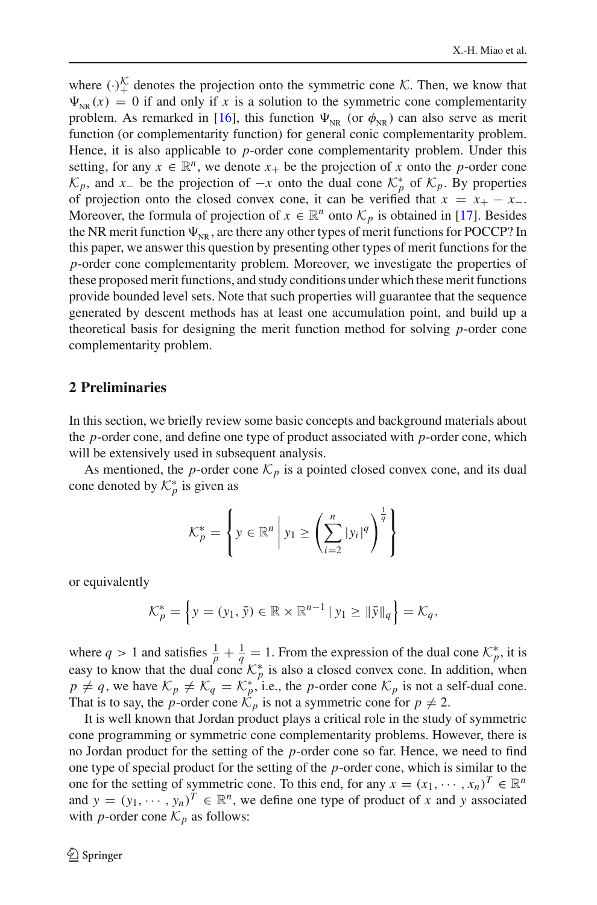where $(\cdot)_+^{\mathcal{K}}$ denotes the projection onto the symmetric cone $\mathcal{K}$. Then, we know that $\Psi_{\mathrm{NR}}(x) = 0$ if and only if $x$ is a solution to the symmetric cone complementarity problem. As remarked in [16], this function $\Psi_{\mathrm{NR}}$ (or $\phi_{\mathrm{NR}}$) can also serve as merit function (or complementarity function) for general conic complementarity problem. Hence, it is also applicable to $p$-order cone complementarity problem. Under this setting, for any $x \in \mathbb{R}^n$, we denote $x_+$ be the projection of $x$ onto the $p$-order cone $\mathcal{K}_p$, and $x_-$ be the projection of $-x$ onto the dual cone $\mathcal{K}_p^*$ of $\mathcal{K}_p$. By properties of projection onto the closed convex cone, it can be verified that $x = x_+ - x_-$. Moreover, the formula of projection of $x \in \mathbb{R}^n$ onto $\mathcal{K}_p$ is obtained in [17]. Besides the NR merit function $\Psi_{\mathrm{NR}}$, are there any other types of merit functions for POCCP? In this paper, we answer this question by presenting other types of merit functions for the $p$-order cone complementarity problem. Moreover, we investigate the properties of these proposed merit functions, and study conditions under which these merit functions provide bounded level sets. Note that such properties will guarantee that the sequence generated by descent methods has at least one accumulation point, and build up a theoretical basis for designing the merit function method for solving $p$-order cone complementarity problem.

## 2 Preliminaries

In this section, we briefly review some basic concepts and background materials about the $p$-order cone, and define one type of product associated with $p$-order cone, which will be extensively used in subsequent analysis.

As mentioned, the $p$-order cone $\mathcal{K}_p$ is a pointed closed convex cone, and its dual cone denoted by $\mathcal{K}_p^*$ is given as

$$\mathcal{K}_p^* = \left\{ y \in \mathbb{R}^n \;\middle|\; y_1 \geq \left( \sum_{i=2}^{n} |y_i|^q \right)^{\frac{1}{q}} \right\}$$

or equivalently

$$\mathcal{K}_p^* = \left\{ y = (y_1, \bar{y}) \in \mathbb{R} \times \mathbb{R}^{n-1} \mid y_1 \geq \|\bar{y}\|_q \right\} = \mathcal{K}_q,$$

where $q > 1$ and satisfies $\frac{1}{p} + \frac{1}{q} = 1$. From the expression of the dual cone $\mathcal{K}_p^*$, it is easy to know that the dual cone $\mathcal{K}_p^*$ is also a closed convex cone. In addition, when $p \neq q$, we have $\mathcal{K}_p \neq \mathcal{K}_q = \mathcal{K}_p^*$, i.e., the $p$-order cone $\mathcal{K}_p$ is not a self-dual cone. That is to say, the $p$-order cone $\mathcal{K}_p$ is not a symmetric cone for $p \neq 2$.

It is well known that Jordan product plays a critical role in the study of symmetric cone programming or symmetric cone complementarity problems. However, there is no Jordan product for the setting of the $p$-order cone so far. Hence, we need to find one type of special product for the setting of the $p$-order cone, which is similar to the one for the setting of symmetric cone. To this end, for any $x = (x_1, \cdots, x_n)^T \in \mathbb{R}^n$ and $y = (y_1, \cdots, y_n)^T \in \mathbb{R}^n$, we define one type of product of $x$ and $y$ associated with $p$-order cone $\mathcal{K}_p$ as follows: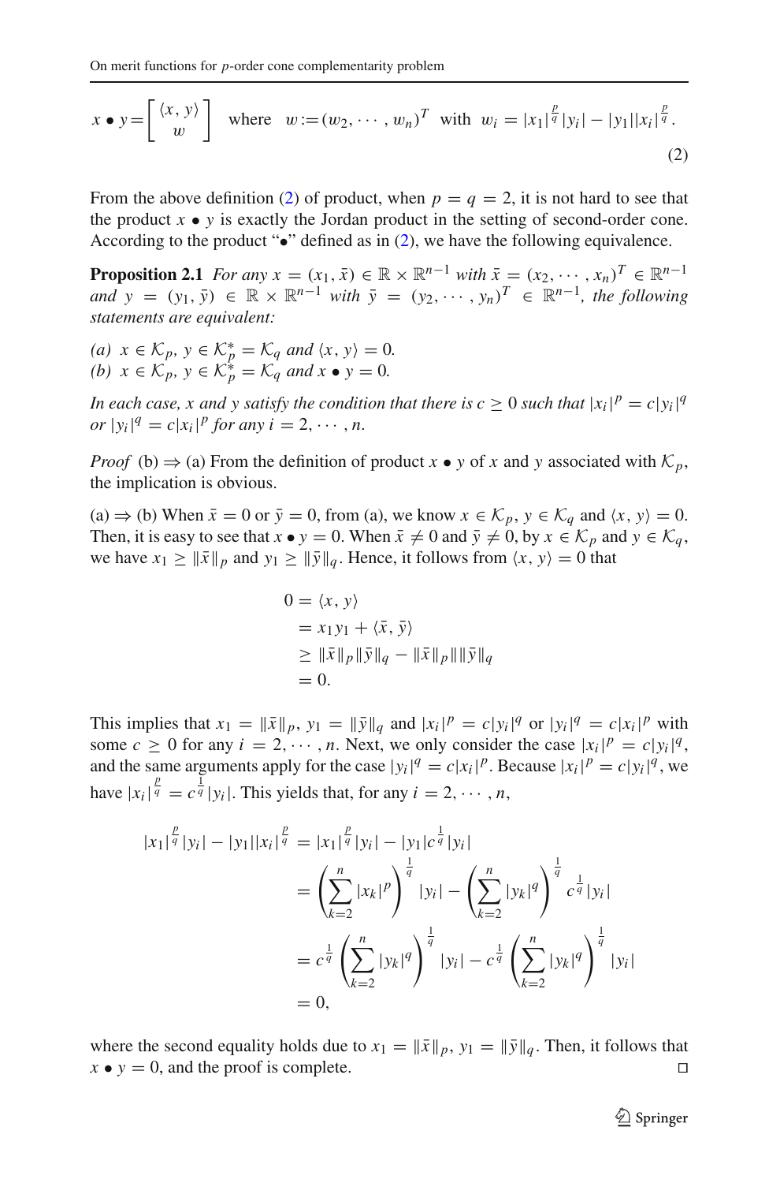$$x \bullet y = \begin{bmatrix} \langle x, y \rangle \\ w \end{bmatrix} \quad \text{where} \quad w := (w_2, \cdots, w_n)^T \quad \text{with} \quad w_i = |x_1|^{\frac{p}{q}} |y_i| - |y_1| |x_i|^{\frac{p}{q}}. \tag{2}$$

From the above definition (2) of product, when $p = q = 2$, it is not hard to see that the product $x \bullet y$ is exactly the Jordan product in the setting of second-order cone. According to the product "$\bullet$" defined as in (2), we have the following equivalence.

**Proposition 2.1** *For any $x = (x_1, \bar{x}) \in \mathbb{R} \times \mathbb{R}^{n-1}$ with $\bar{x} = (x_2, \cdots, x_n)^T \in \mathbb{R}^{n-1}$ and $y = (y_1, \bar{y}) \in \mathbb{R} \times \mathbb{R}^{n-1}$ with $\bar{y} = (y_2, \cdots, y_n)^T \in \mathbb{R}^{n-1}$, the following statements are equivalent:*

*(a) $x \in \mathcal{K}_p$, $y \in \mathcal{K}_p^* = \mathcal{K}_q$ and $\langle x, y \rangle = 0$.*
*(b) $x \in \mathcal{K}_p$, $y \in \mathcal{K}_p^* = \mathcal{K}_q$ and $x \bullet y = 0$.*

*In each case, $x$ and $y$ satisfy the condition that there is $c \geq 0$ such that $|x_i|^p = c|y_i|^q$ or $|y_i|^q = c|x_i|^p$ for any $i = 2, \cdots, n$.*

*Proof* (b) $\Rightarrow$ (a) From the definition of product $x \bullet y$ of $x$ and $y$ associated with $\mathcal{K}_p$, the implication is obvious.

(a) $\Rightarrow$ (b) When $\bar{x} = 0$ or $\bar{y} = 0$, from (a), we know $x \in \mathcal{K}_p$, $y \in \mathcal{K}_q$ and $\langle x, y \rangle = 0$. Then, it is easy to see that $x \bullet y = 0$. When $\bar{x} \neq 0$ and $\bar{y} \neq 0$, by $x \in \mathcal{K}_p$ and $y \in \mathcal{K}_q$, we have $x_1 \geq \|\bar{x}\|_p$ and $y_1 \geq \|\bar{y}\|_q$. Hence, it follows from $\langle x, y \rangle = 0$ that

$$\begin{aligned}
0 &= \langle x, y \rangle \\
&= x_1 y_1 + \langle \bar{x}, \bar{y} \rangle \\
&\geq \|\bar{x}\|_p \|\bar{y}\|_q - \|\bar{x}\|_p \|\bar{y}\|_q \\
&= 0.
\end{aligned}$$

This implies that $x_1 = \|\bar{x}\|_p$, $y_1 = \|\bar{y}\|_q$ and $|x_i|^p = c|y_i|^q$ or $|y_i|^q = c|x_i|^p$ with some $c \geq 0$ for any $i = 2, \cdots, n$. Next, we only consider the case $|x_i|^p = c|y_i|^q$, and the same arguments apply for the case $|y_i|^q = c|x_i|^p$. Because $|x_i|^p = c|y_i|^q$, we have $|x_i|^{\frac{p}{q}} = c^{\frac{1}{q}} |y_i|$. This yields that, for any $i = 2, \cdots, n$,

$$\begin{aligned}
|x_1|^{\frac{p}{q}} |y_i| - |y_1| |x_i|^{\frac{p}{q}} &= |x_1|^{\frac{p}{q}} |y_i| - |y_1| c^{\frac{1}{q}} |y_i| \\
&= \left( \sum_{k=2}^{n} |x_k|^p \right)^{\frac{1}{q}} |y_i| - \left( \sum_{k=2}^{n} |y_k|^q \right)^{\frac{1}{q}} c^{\frac{1}{q}} |y_i| \\
&= c^{\frac{1}{q}} \left( \sum_{k=2}^{n} |y_k|^q \right)^{\frac{1}{q}} |y_i| - c^{\frac{1}{q}} \left( \sum_{k=2}^{n} |y_k|^q \right)^{\frac{1}{q}} |y_i| \\
&= 0,
\end{aligned}$$

where the second equality holds due to $x_1 = \|\bar{x}\|_p$, $y_1 = \|\bar{y}\|_q$. Then, it follows that $x \bullet y = 0$, and the proof is complete. $\square$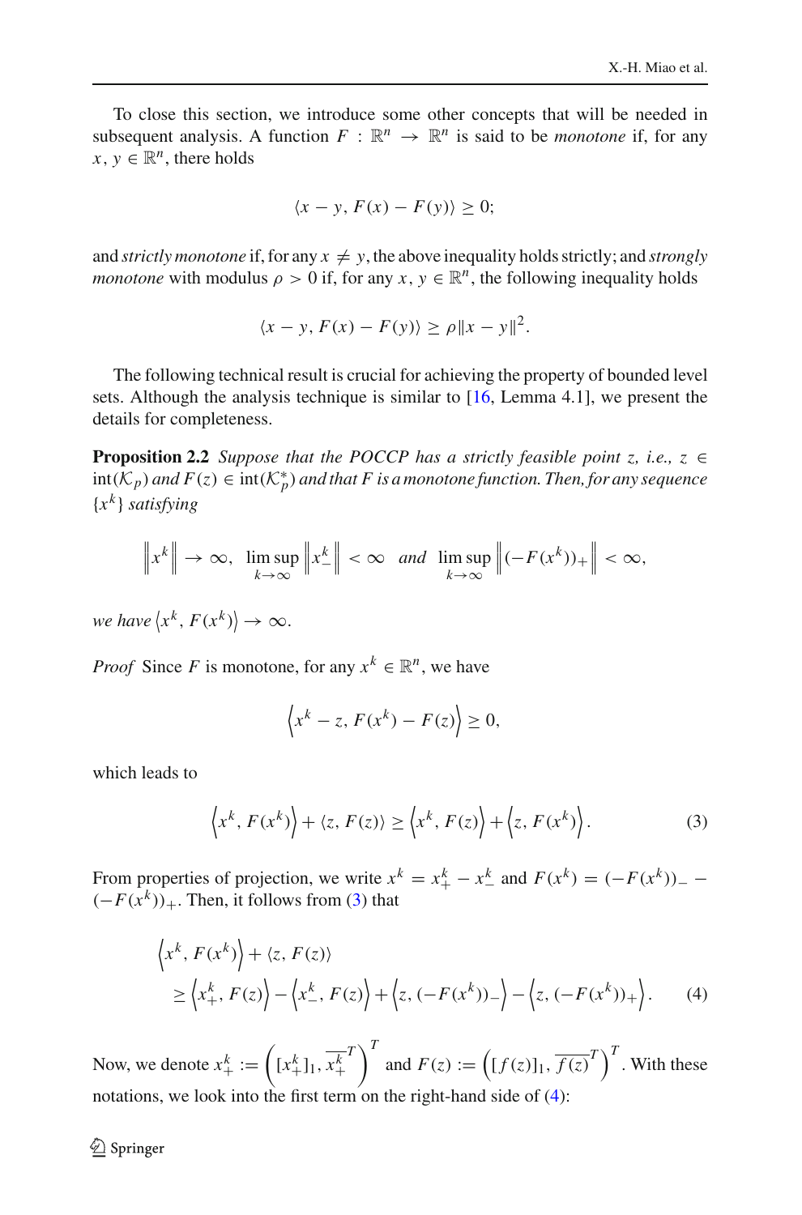To close this section, we introduce some other concepts that will be needed in subsequent analysis. A function $F : \mathbb{R}^n \to \mathbb{R}^n$ is said to be *monotone* if, for any $x, y \in \mathbb{R}^n$, there holds

$$\langle x - y, F(x) - F(y) \rangle \geq 0;$$

and *strictly monotone* if, for any $x \neq y$, the above inequality holds strictly; and *strongly monotone* with modulus $\rho > 0$ if, for any $x, y \in \mathbb{R}^n$, the following inequality holds

$$\langle x - y, F(x) - F(y) \rangle \geq \rho \|x - y\|^2.$$

The following technical result is crucial for achieving the property of bounded level sets. Although the analysis technique is similar to [16, Lemma 4.1], we present the details for completeness.

**Proposition 2.2** *Suppose that the POCCP has a strictly feasible point $z$, i.e., $z \in \text{int}(\mathcal{K}_p)$ and $F(z) \in \text{int}(\mathcal{K}_p^*)$ and that $F$ is a monotone function. Then, for any sequence $\{x^k\}$ satisfying*

$$\left\| x^k \right\| \to \infty, \ \limsup_{k \to \infty} \left\| x_-^k \right\| < \infty \quad \textit{and} \quad \limsup_{k \to \infty} \left\| (-F(x^k))_+ \right\| < \infty,$$

*we have $\left\langle x^k, F(x^k) \right\rangle \to \infty$.*

*Proof* Since $F$ is monotone, for any $x^k \in \mathbb{R}^n$, we have

$$\left\langle x^k - z, F(x^k) - F(z) \right\rangle \geq 0,$$

which leads to

$$\left\langle x^k, F(x^k) \right\rangle + \langle z, F(z) \rangle \geq \left\langle x^k, F(z) \right\rangle + \left\langle z, F(x^k) \right\rangle. \tag{3}$$

From properties of projection, we write $x^k = x_+^k - x_-^k$ and $F(x^k) = (-F(x^k))_- - (-F(x^k))_+$. Then, it follows from (3) that

$$\begin{aligned}
&\left\langle x^k, F(x^k) \right\rangle + \langle z, F(z) \rangle \\
&\quad \geq \left\langle x_+^k, F(z) \right\rangle - \left\langle x_-^k, F(z) \right\rangle + \left\langle z, (-F(x^k))_- \right\rangle - \left\langle z, (-F(x^k))_+ \right\rangle.
\end{aligned} \tag{4}$$

Now, we denote $x_+^k := \left( [x_+^k]_1, \overline{x_+^k}^T \right)^T$ and $F(z) := \left( [f(z)]_1, \overline{f(z)}^T \right)^T$. With these notations, we look into the first term on the right-hand side of (4):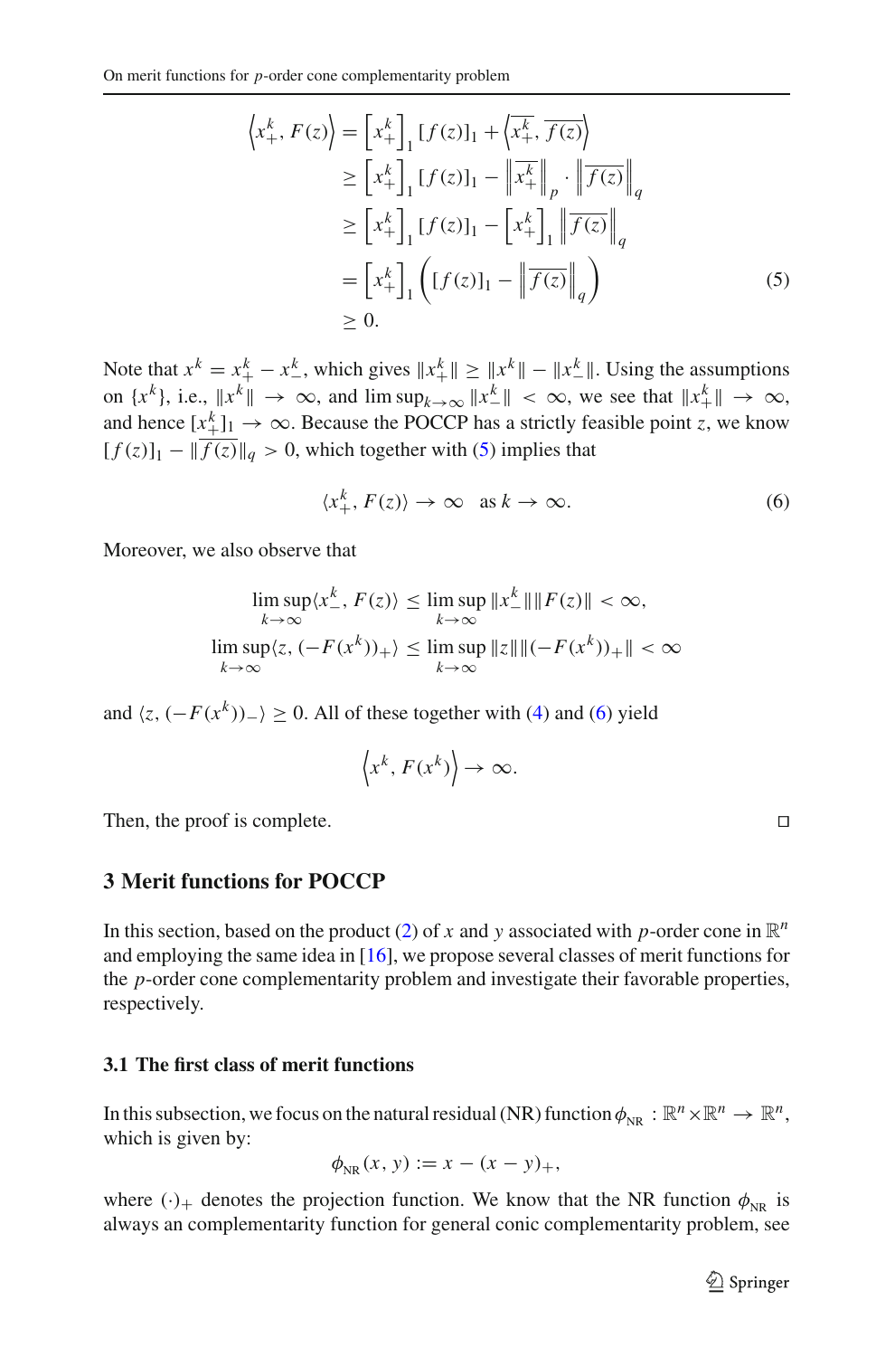$$
\begin{aligned}
\left\langle x_+^k, F(z) \right\rangle &= \left[x_+^k\right]_1 [f(z)]_1 + \left\langle \overline{x_+^k}, \overline{f(z)} \right\rangle \\
&\geq \left[x_+^k\right]_1 [f(z)]_1 - \left\| \overline{x_+^k} \right\|_p \cdot \left\| \overline{f(z)} \right\|_q \\
&\geq \left[x_+^k\right]_1 [f(z)]_1 - \left[x_+^k\right]_1 \left\| \overline{f(z)} \right\|_q \\
&= \left[x_+^k\right]_1 \left( [f(z)]_1 - \left\| \overline{f(z)} \right\|_q \right) \\
&\geq 0.
\end{aligned} \tag{5}
$$

Note that $x^k = x_+^k - x_-^k$, which gives $\|x_+^k\| \geq \|x^k\| - \|x_-^k\|$. Using the assumptions on $\{x^k\}$, i.e., $\|x^k\| \to \infty$, and $\limsup_{k\to\infty} \|x_-^k\| < \infty$, we see that $\|x_+^k\| \to \infty$, and hence $[x_+^k]_1 \to \infty$. Because the POCCP has a strictly feasible point $z$, we know $[f(z)]_1 - \|\overline{f(z)}\|_q > 0$, which together with (5) implies that

$$
\langle x_+^k, F(z) \rangle \to \infty \quad \text{as } k \to \infty. \tag{6}
$$

Moreover, we also observe that

$$
\begin{aligned}
\limsup_{k\to\infty} \langle x_-^k, F(z) \rangle &\leq \limsup_{k\to\infty} \|x_-^k\| \|F(z)\| < \infty, \\
\limsup_{k\to\infty} \langle z, (-F(x^k))_+ \rangle &\leq \limsup_{k\to\infty} \|z\| \|(-F(x^k))_+\| < \infty
\end{aligned}
$$

and $\langle z, (-F(x^k))_- \rangle \geq 0$. All of these together with (4) and (6) yield

$$
\left\langle x^k, F(x^k) \right\rangle \to \infty.
$$

Then, the proof is complete. □

## 3 Merit functions for POCCP

In this section, based on the product (2) of $x$ and $y$ associated with $p$-order cone in $\mathbb{R}^n$ and employing the same idea in [16], we propose several classes of merit functions for the $p$-order cone complementarity problem and investigate their favorable properties, respectively.

### 3.1 The first class of merit functions

In this subsection, we focus on the natural residual (NR) function $\phi_{\rm NR} : \mathbb{R}^n \times \mathbb{R}^n \to \mathbb{R}^n$, which is given by:

$$
\phi_{\rm NR}(x, y) := x - (x - y)_+,
$$

where $(\cdot)_+$ denotes the projection function. We know that the NR function $\phi_{\rm NR}$ is always an complementarity function for general conic complementarity problem, see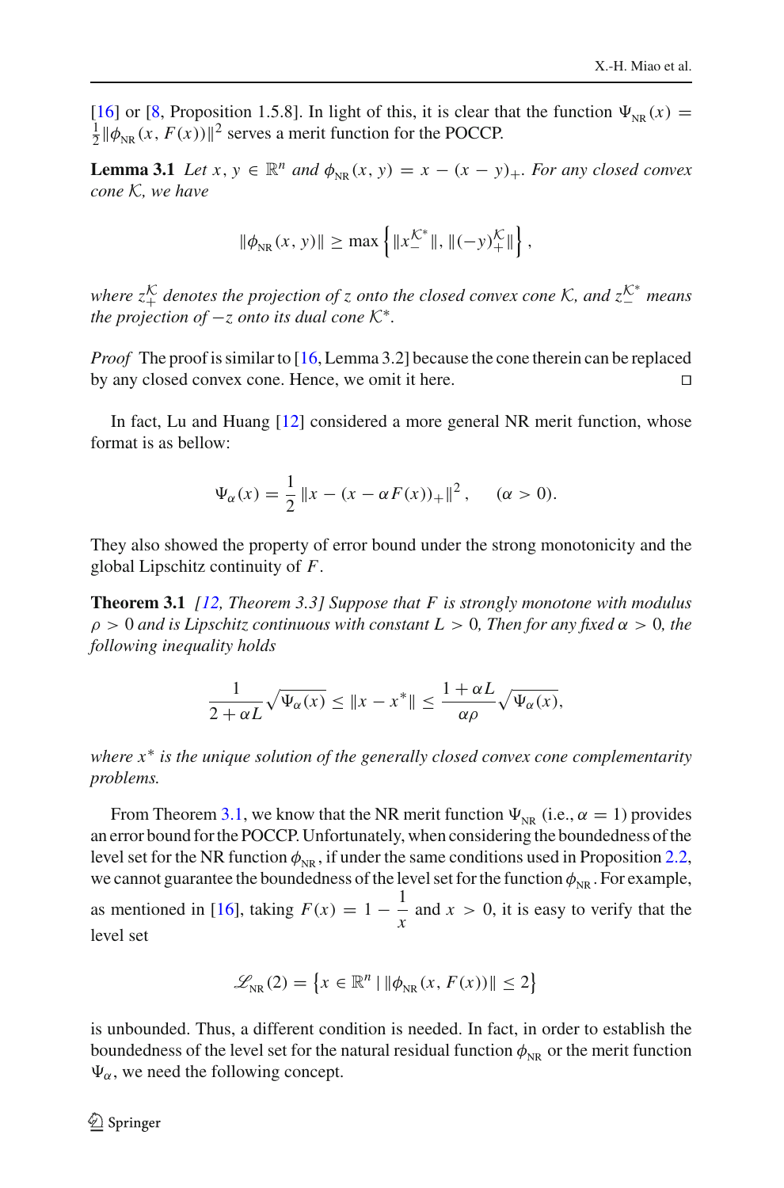[16] or [8, Proposition 1.5.8]. In light of this, it is clear that the function $\Psi_{\rm NR}(x) = \frac{1}{2}\|\phi_{\rm NR}(x, F(x))\|^2$ serves a merit function for the POCCP.

**Lemma 3.1** *Let $x, y \in \mathbb{R}^n$ and $\phi_{\rm NR}(x, y) = x - (x - y)_+$. For any closed convex cone $\mathcal{K}$, we have*

$$\|\phi_{\rm NR}(x, y)\| \geq \max\left\{\|x_-^{\mathcal{K}^*}\|, \|(-y)_+^{\mathcal{K}}\|\right\},$$

*where $z_+^{\mathcal{K}}$ denotes the projection of $z$ onto the closed convex cone $\mathcal{K}$, and $z_-^{\mathcal{K}^*}$ means the projection of $-z$ onto its dual cone $\mathcal{K}^*$.*

*Proof* The proof is similar to [16, Lemma 3.2] because the cone therein can be replaced by any closed convex cone. Hence, we omit it here. □

In fact, Lu and Huang [12] considered a more general NR merit function, whose format is as bellow:

$$\Psi_\alpha(x) = \frac{1}{2}\|x - (x - \alpha F(x))_+\|^2, \quad (\alpha > 0).$$

They also showed the property of error bound under the strong monotonicity and the global Lipschitz continuity of $F$.

**Theorem 3.1** *[12, Theorem 3.3] Suppose that $F$ is strongly monotone with modulus $\rho > 0$ and is Lipschitz continuous with constant $L > 0$, Then for any fixed $\alpha > 0$, the following inequality holds*

$$\frac{1}{2 + \alpha L}\sqrt{\Psi_\alpha(x)} \leq \|x - x^*\| \leq \frac{1 + \alpha L}{\alpha\rho}\sqrt{\Psi_\alpha(x)},$$

*where $x^*$ is the unique solution of the generally closed convex cone complementarity problems.*

From Theorem 3.1, we know that the NR merit function $\Psi_{\rm NR}$ (i.e., $\alpha = 1$) provides an error bound for the POCCP. Unfortunately, when considering the boundedness of the level set for the NR function $\phi_{\rm NR}$, if under the same conditions used in Proposition 2.2, we cannot guarantee the boundedness of the level set for the function $\phi_{\rm NR}$. For example, as mentioned in [16], taking $F(x) = 1 - \dfrac{1}{x}$ and $x > 0$, it is easy to verify that the level set

$$\mathscr{L}_{\rm NR}(2) = \left\{x \in \mathbb{R}^n \mid \|\phi_{\rm NR}(x, F(x))\| \leq 2\right\}$$

is unbounded. Thus, a different condition is needed. In fact, in order to establish the boundedness of the level set for the natural residual function $\phi_{\rm NR}$ or the merit function $\Psi_\alpha$, we need the following concept.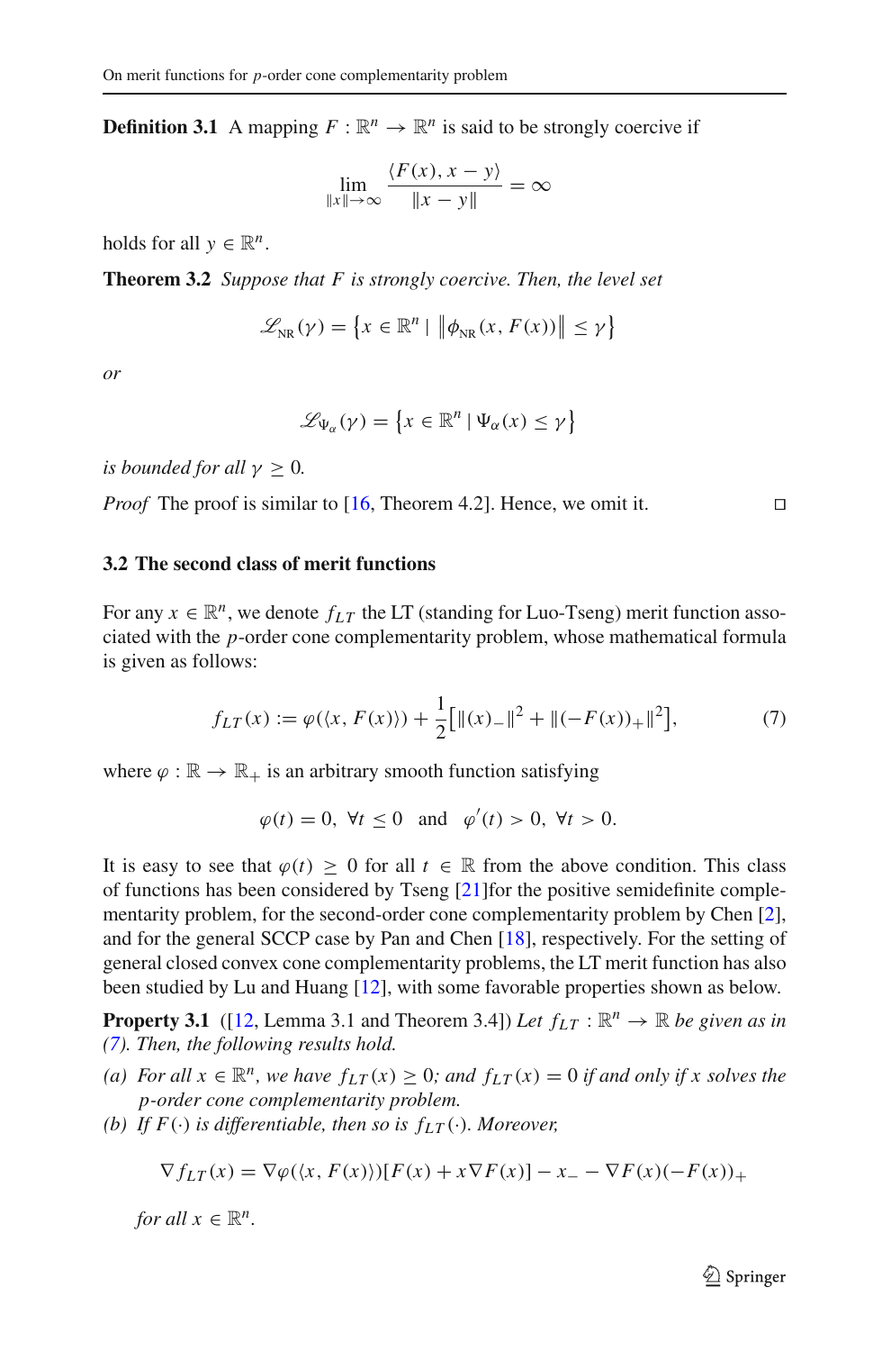**Definition 3.1** A mapping $F : \mathbb{R}^n \to \mathbb{R}^n$ is said to be strongly coercive if

$$\lim_{\|x\| \to \infty} \frac{\langle F(x), x - y \rangle}{\|x - y\|} = \infty$$

holds for all $y \in \mathbb{R}^n$.

**Theorem 3.2** *Suppose that $F$ is strongly coercive. Then, the level set*

$$\mathscr{L}_{\rm NR}(\gamma) = \left\{ x \in \mathbb{R}^n \mid \left\| \phi_{\rm NR}(x, F(x)) \right\| \leq \gamma \right\}$$

*or*

$$\mathscr{L}_{\Psi_\alpha}(\gamma) = \left\{ x \in \mathbb{R}^n \mid \Psi_\alpha(x) \leq \gamma \right\}$$

*is bounded for all $\gamma \geq 0$.*

*Proof* The proof is similar to [16, Theorem 4.2]. Hence, we omit it. □

### 3.2 The second class of merit functions

For any $x \in \mathbb{R}^n$, we denote $f_{LT}$ the LT (standing for Luo-Tseng) merit function associated with the $p$-order cone complementarity problem, whose mathematical formula is given as follows:

$$f_{LT}(x) := \varphi(\langle x, F(x) \rangle) + \frac{1}{2}\left[ \|(x)_-\|^2 + \|(-F(x))_+\|^2 \right], \tag{7}$$

where $\varphi : \mathbb{R} \to \mathbb{R}_+$ is an arbitrary smooth function satisfying

$$\varphi(t) = 0, \ \forall t \leq 0 \quad \text{and} \quad \varphi'(t) > 0, \ \forall t > 0.$$

It is easy to see that $\varphi(t) \geq 0$ for all $t \in \mathbb{R}$ from the above condition. This class of functions has been considered by Tseng [21]for the positive semidefinite complementarity problem, for the second-order cone complementarity problem by Chen [2], and for the general SCCP case by Pan and Chen [18], respectively. For the setting of general closed convex cone complementarity problems, the LT merit function has also been studied by Lu and Huang [12], with some favorable properties shown as below.

**Property 3.1** ([12, Lemma 3.1 and Theorem 3.4]) *Let $f_{LT} : \mathbb{R}^n \to \mathbb{R}$ be given as in (7). Then, the following results hold.*

*(a) For all $x \in \mathbb{R}^n$, we have $f_{LT}(x) \geq 0$; and $f_{LT}(x) = 0$ if and only if $x$ solves the $p$-order cone complementarity problem.*

*(b) If $F(\cdot)$ is differentiable, then so is $f_{LT}(\cdot)$. Moreover,*

$$\nabla f_{LT}(x) = \nabla \varphi(\langle x, F(x) \rangle)[F(x) + x\nabla F(x)] - x_- - \nabla F(x)(-F(x))_+$$

*for all $x \in \mathbb{R}^n$.*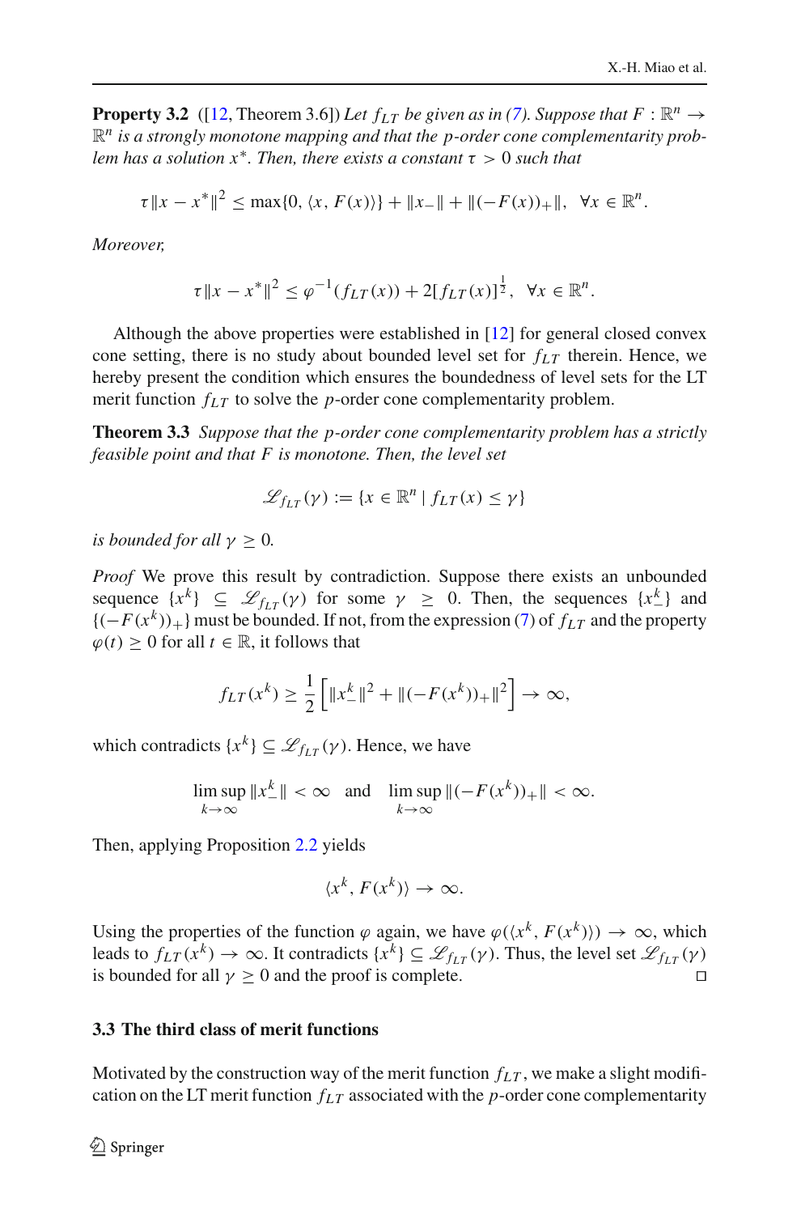**Property 3.2** ([12, Theorem 3.6]) *Let $f_{LT}$ be given as in (7). Suppose that $F : \mathbb{R}^n \to \mathbb{R}^n$ is a strongly monotone mapping and that the $p$-order cone complementarity problem has a solution $x^*$. Then, there exists a constant $\tau > 0$ such that*

$$\tau \|x - x^*\|^2 \le \max\{0, \langle x, F(x)\rangle\} + \|x_-\| + \|(-F(x))_+\|, \quad \forall x \in \mathbb{R}^n.$$

*Moreover,*

$$\tau \|x - x^*\|^2 \le \varphi^{-1}(f_{LT}(x)) + 2[f_{LT}(x)]^{\frac{1}{2}}, \quad \forall x \in \mathbb{R}^n.$$

Although the above properties were established in [12] for general closed convex cone setting, there is no study about bounded level set for $f_{LT}$ therein. Hence, we hereby present the condition which ensures the boundedness of level sets for the LT merit function $f_{LT}$ to solve the $p$-order cone complementarity problem.

**Theorem 3.3** *Suppose that the $p$-order cone complementarity problem has a strictly feasible point and that $F$ is monotone. Then, the level set*

$$\mathscr{L}_{f_{LT}}(\gamma) := \{x \in \mathbb{R}^n \mid f_{LT}(x) \le \gamma\}$$

*is bounded for all $\gamma \ge 0$.*

*Proof* We prove this result by contradiction. Suppose there exists an unbounded sequence $\{x^k\} \subseteq \mathscr{L}_{f_{LT}}(\gamma)$ for some $\gamma \ge 0$. Then, the sequences $\{x_-^k\}$ and $\{(-F(x^k))_+\}$ must be bounded. If not, from the expression (7) of $f_{LT}$ and the property $\varphi(t) \ge 0$ for all $t \in \mathbb{R}$, it follows that

$$f_{LT}(x^k) \ge \frac{1}{2}\left[\|x_-^k\|^2 + \|(-F(x^k))_+\|^2\right] \to \infty,$$

which contradicts $\{x^k\} \subseteq \mathscr{L}_{f_{LT}}(\gamma)$. Hence, we have

$$\limsup_{k\to\infty} \|x_-^k\| < \infty \quad \text{and} \quad \limsup_{k\to\infty} \|(-F(x^k))_+\| < \infty.$$

Then, applying Proposition 2.2 yields

$$\langle x^k, F(x^k)\rangle \to \infty.$$

Using the properties of the function $\varphi$ again, we have $\varphi(\langle x^k, F(x^k)\rangle) \to \infty$, which leads to $f_{LT}(x^k) \to \infty$. It contradicts $\{x^k\} \subseteq \mathscr{L}_{f_{LT}}(\gamma)$. Thus, the level set $\mathscr{L}_{f_{LT}}(\gamma)$ is bounded for all $\gamma \ge 0$ and the proof is complete. □

### 3.3 The third class of merit functions

Motivated by the construction way of the merit function $f_{LT}$, we make a slight modification on the LT merit function $f_{LT}$ associated with the $p$-order cone complementarity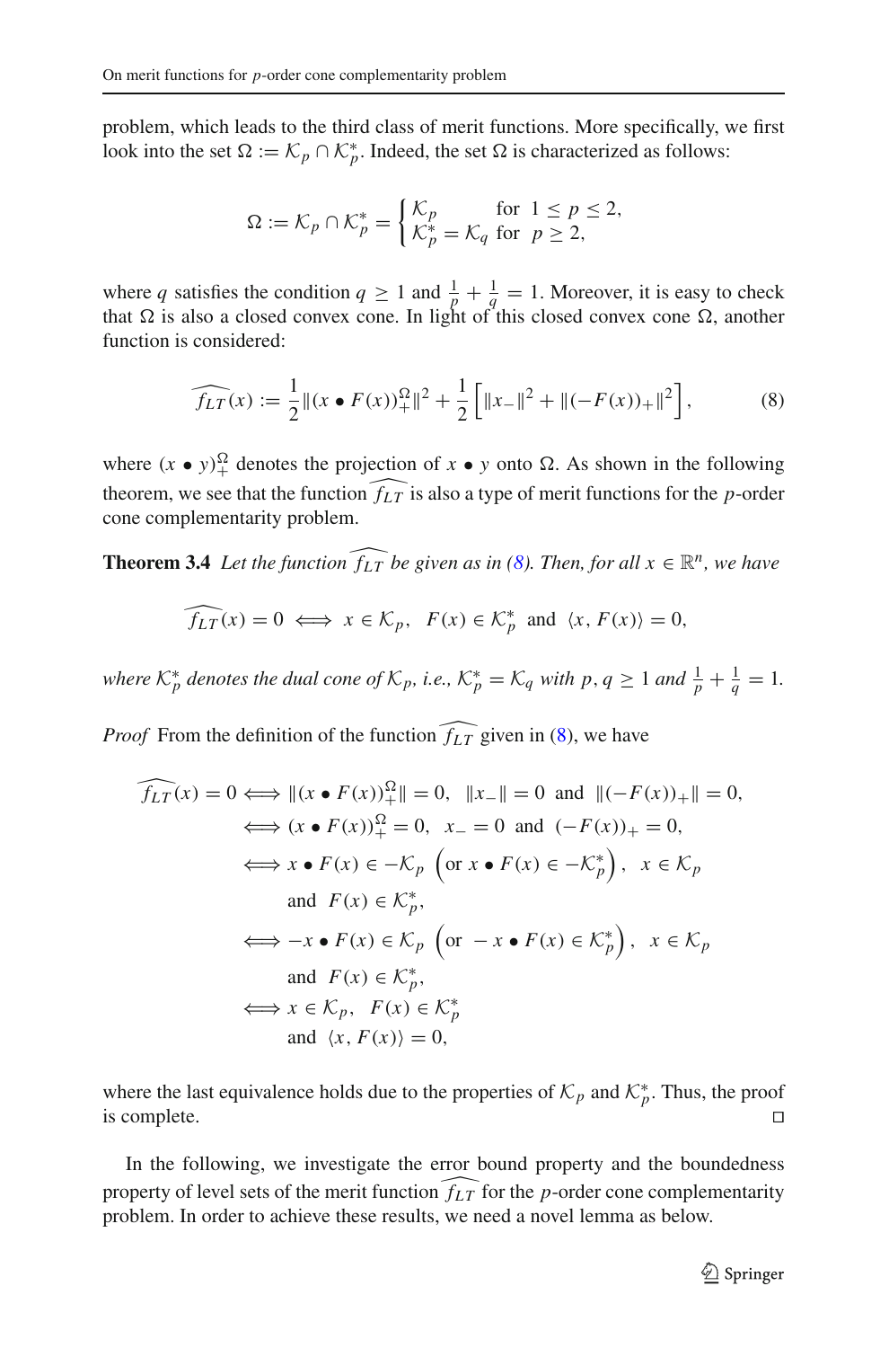problem, which leads to the third class of merit functions. More specifically, we first look into the set $\Omega := \mathcal{K}_p \cap \mathcal{K}_p^*$. Indeed, the set $\Omega$ is characterized as follows:

$$
\Omega := \mathcal{K}_p \cap \mathcal{K}_p^* = \begin{cases} \mathcal{K}_p & \text{for } \ 1 \le p \le 2, \\ \mathcal{K}_p^* = \mathcal{K}_q & \text{for } \ p \ge 2, \end{cases}
$$

where $q$ satisfies the condition $q \ge 1$ and $\frac{1}{p} + \frac{1}{q} = 1$. Moreover, it is easy to check that $\Omega$ is also a closed convex cone. In light of this closed convex cone $\Omega$, another function is considered:

$$
\widehat{f_{LT}}(x) := \frac{1}{2}\|(x \bullet F(x))_+^{\Omega}\|^2 + \frac{1}{2}\left[\|x_-\|^2 + \|(-F(x))_+\|^2\right], \tag{8}
$$

where $(x \bullet y)_+^{\Omega}$ denotes the projection of $x \bullet y$ onto $\Omega$. As shown in the following theorem, we see that the function $\widehat{f_{LT}}$ is also a type of merit functions for the $p$-order cone complementarity problem.

**Theorem 3.4** *Let the function $\widehat{f_{LT}}$ be given as in (8). Then, for all $x \in \mathbb{R}^n$, we have*

$$
\widehat{f_{LT}}(x) = 0 \iff x \in \mathcal{K}_p, \quad F(x) \in \mathcal{K}_p^* \ \text{ and } \ \langle x, F(x)\rangle = 0,
$$

*where $\mathcal{K}_p^*$ denotes the dual cone of $\mathcal{K}_p$, i.e., $\mathcal{K}_p^* = \mathcal{K}_q$ with $p, q \ge 1$ and $\frac{1}{p} + \frac{1}{q} = 1$.*

*Proof* From the definition of the function $\widehat{f_{LT}}$ given in (8), we have

$$
\begin{aligned}
\widehat{f_{LT}}(x) = 0 &\iff \|(x \bullet F(x))_+^{\Omega}\| = 0, \quad \|x_-\| = 0 \ \text{ and } \ \|(-F(x))_+\| = 0, \\
&\iff (x \bullet F(x))_+^{\Omega} = 0, \quad x_- = 0 \ \text{ and } \ (-F(x))_+ = 0, \\
&\iff x \bullet F(x) \in -\mathcal{K}_p \ \left(\text{or } x \bullet F(x) \in -\mathcal{K}_p^*\right), \quad x \in \mathcal{K}_p \\
&\qquad \text{and } \ F(x) \in \mathcal{K}_p^*, \\
&\iff -x \bullet F(x) \in \mathcal{K}_p \ \left(\text{or } \ -x \bullet F(x) \in \mathcal{K}_p^*\right), \quad x \in \mathcal{K}_p \\
&\qquad \text{and } \ F(x) \in \mathcal{K}_p^*, \\
&\iff x \in \mathcal{K}_p, \quad F(x) \in \mathcal{K}_p^* \\
&\qquad \text{and } \ \langle x, F(x)\rangle = 0,
\end{aligned}
$$

where the last equivalence holds due to the properties of $\mathcal{K}_p$ and $\mathcal{K}_p^*$. Thus, the proof is complete. $\square$

In the following, we investigate the error bound property and the boundedness property of level sets of the merit function $\widehat{f_{LT}}$ for the $p$-order cone complementarity problem. In order to achieve these results, we need a novel lemma as below.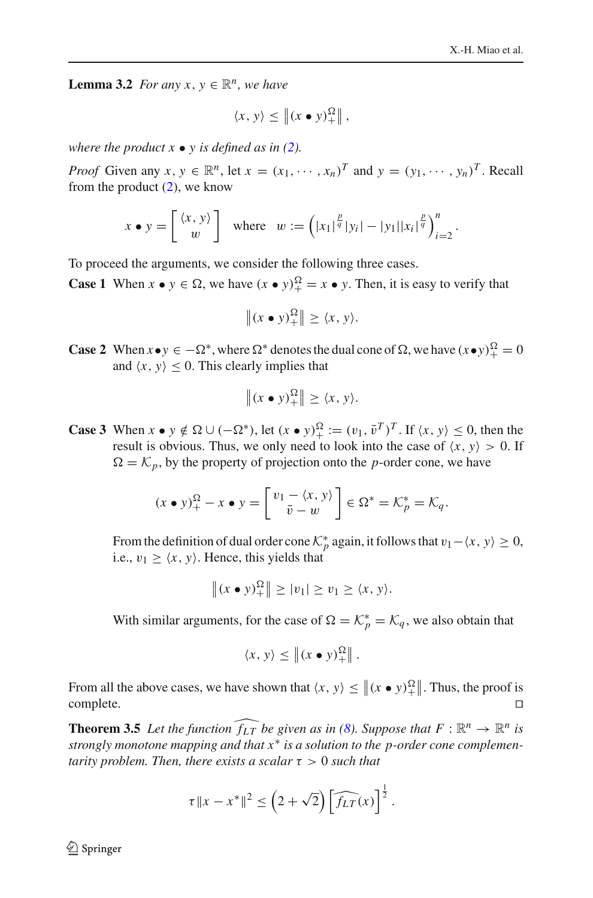**Lemma 3.2** *For any $x, y \in \mathbb{R}^n$, we have*

$$\langle x, y\rangle \leq \left\|(x \bullet y)_+^{\Omega}\right\|,$$

*where the product $x \bullet y$ is defined as in (2).*

*Proof* Given any $x, y \in \mathbb{R}^n$, let $x = (x_1, \cdots, x_n)^T$ and $y = (y_1, \cdots, y_n)^T$. Recall from the product (2), we know

$$x \bullet y = \begin{bmatrix} \langle x, y\rangle \\ w \end{bmatrix} \quad \text{where} \quad w := \left(|x_1|^{\frac{p}{q}}|y_i| - |y_1||x_i|^{\frac{p}{q}}\right)_{i=2}^{n}.$$

To proceed the arguments, we consider the following three cases.

**Case 1** When $x \bullet y \in \Omega$, we have $(x \bullet y)_+^{\Omega} = x \bullet y$. Then, it is easy to verify that

$$\left\|(x \bullet y)_+^{\Omega}\right\| \geq \langle x, y\rangle.$$

**Case 2** When $x \bullet y \in -\Omega^*$, where $\Omega^*$ denotes the dual cone of $\Omega$, we have $(x \bullet y)_+^{\Omega} = 0$ and $\langle x, y\rangle \leq 0$. This clearly implies that

$$\left\|(x \bullet y)_+^{\Omega}\right\| \geq \langle x, y\rangle.$$

**Case 3** When $x \bullet y \notin \Omega \cup (-\Omega^*)$, let $(x \bullet y)_+^{\Omega} := (v_1, \bar{v}^T)^T$. If $\langle x, y\rangle \leq 0$, then the result is obvious. Thus, we only need to look into the case of $\langle x, y\rangle > 0$. If $\Omega = \mathcal{K}_p$, by the property of projection onto the $p$-order cone, we have

$$(x \bullet y)_+^{\Omega} - x \bullet y = \begin{bmatrix} v_1 - \langle x, y\rangle \\ \bar{v} - w \end{bmatrix} \in \Omega^* = \mathcal{K}_p^* = \mathcal{K}_q.$$

From the definition of dual order cone $\mathcal{K}_p^*$ again, it follows that $v_1 - \langle x, y\rangle \geq 0$, i.e., $v_1 \geq \langle x, y\rangle$. Hence, this yields that

$$\left\|(x \bullet y)_+^{\Omega}\right\| \geq |v_1| \geq v_1 \geq \langle x, y\rangle.$$

With similar arguments, for the case of $\Omega = \mathcal{K}_p^* = \mathcal{K}_q$, we also obtain that

$$\langle x, y\rangle \leq \left\|(x \bullet y)_+^{\Omega}\right\|.$$

From all the above cases, we have shown that $\langle x, y\rangle \leq \left\|(x \bullet y)_+^{\Omega}\right\|$. Thus, the proof is complete. □

**Theorem 3.5** *Let the function $\widehat{f_{LT}}$ be given as in (8). Suppose that $F : \mathbb{R}^n \to \mathbb{R}^n$ is strongly monotone mapping and that $x^*$ is a solution to the p-order cone complementarity problem. Then, there exists a scalar $\tau > 0$ such that*

$$\tau\|x - x^*\|^2 \leq \left(2 + \sqrt{2}\right)\left[\widehat{f_{LT}}(x)\right]^{\frac{1}{2}}.$$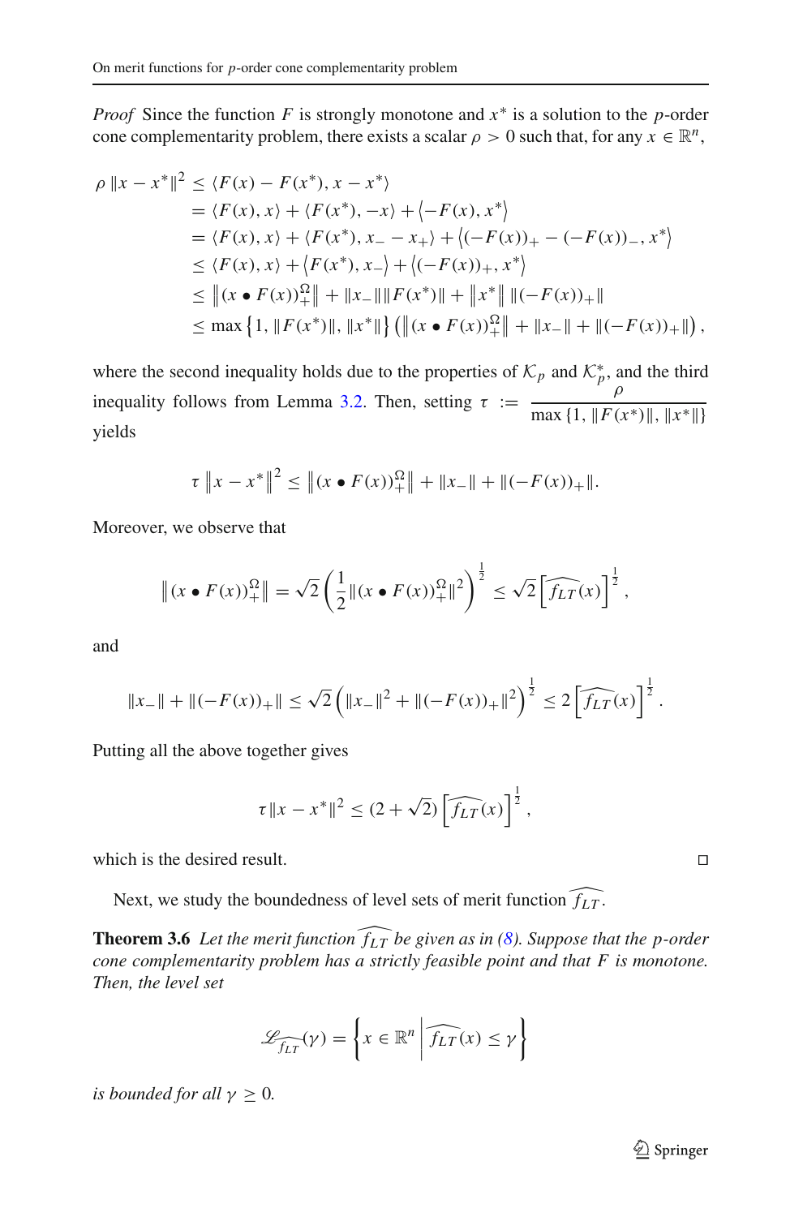*Proof* Since the function $F$ is strongly monotone and $x^*$ is a solution to the $p$-order cone complementarity problem, there exists a scalar $\rho > 0$ such that, for any $x \in \mathbb{R}^n$,

$$
\begin{aligned}
\rho \|x - x^*\|^2 &\le \langle F(x) - F(x^*), x - x^* \rangle \\
&= \langle F(x), x \rangle + \langle F(x^*), -x \rangle + \left\langle -F(x), x^* \right\rangle \\
&= \langle F(x), x \rangle + \langle F(x^*), x_- - x_+ \rangle + \left\langle (-F(x))_+ - (-F(x))_-, x^* \right\rangle \\
&\le \langle F(x), x \rangle + \left\langle F(x^*), x_- \right\rangle + \left\langle (-F(x))_+, x^* \right\rangle \\
&\le \left\| (x \bullet F(x))_+^{\Omega} \right\| + \|x_-\| \|F(x^*)\| + \left\| x^* \right\| \|(-F(x))_+\| \\
&\le \max\left\{1, \|F(x^*)\|, \|x^*\|\right\} \left( \left\| (x \bullet F(x))_+^{\Omega} \right\| + \|x_-\| + \|(-F(x))_+\| \right),
\end{aligned}
$$

where the second inequality holds due to the properties of $\mathcal{K}_p$ and $\mathcal{K}_p^*$, and the third inequality follows from Lemma 3.2. Then, setting $\tau := \dfrac{\rho}{\max\{1, \|F(x^*)\|, \|x^*\|\}}$ yields

$$
\tau \left\| x - x^* \right\|^2 \le \left\| (x \bullet F(x))_+^{\Omega} \right\| + \|x_-\| + \|(-F(x))_+\|.
$$

Moreover, we observe that

$$
\left\| (x \bullet F(x))_+^{\Omega} \right\| = \sqrt{2} \left( \frac{1}{2} \|(x \bullet F(x))_+^{\Omega}\|^2 \right)^{\frac{1}{2}} \le \sqrt{2} \left[ \widehat{f_{LT}}(x) \right]^{\frac{1}{2}},
$$

and

$$
\|x_-\| + \|(-F(x))_+\| \le \sqrt{2} \left( \|x_-\|^2 + \|(-F(x))_+\|^2 \right)^{\frac{1}{2}} \le 2 \left[ \widehat{f_{LT}}(x) \right]^{\frac{1}{2}}.
$$

Putting all the above together gives

$$
\tau \|x - x^*\|^2 \le (2 + \sqrt{2}) \left[ \widehat{f_{LT}}(x) \right]^{\frac{1}{2}},
$$

which is the desired result. □

Next, we study the boundedness of level sets of merit function $\widehat{f_{LT}}$.

**Theorem 3.6** *Let the merit function $\widehat{f_{LT}}$ be given as in (8). Suppose that the $p$-order cone complementarity problem has a strictly feasible point and that $F$ is monotone. Then, the level set*

$$
\mathscr{L}_{\widehat{f_{LT}}}(\gamma) = \left\{ x \in \mathbb{R}^n \,\middle|\, \widehat{f_{LT}}(x) \le \gamma \right\}
$$

*is bounded for all $\gamma \ge 0$.*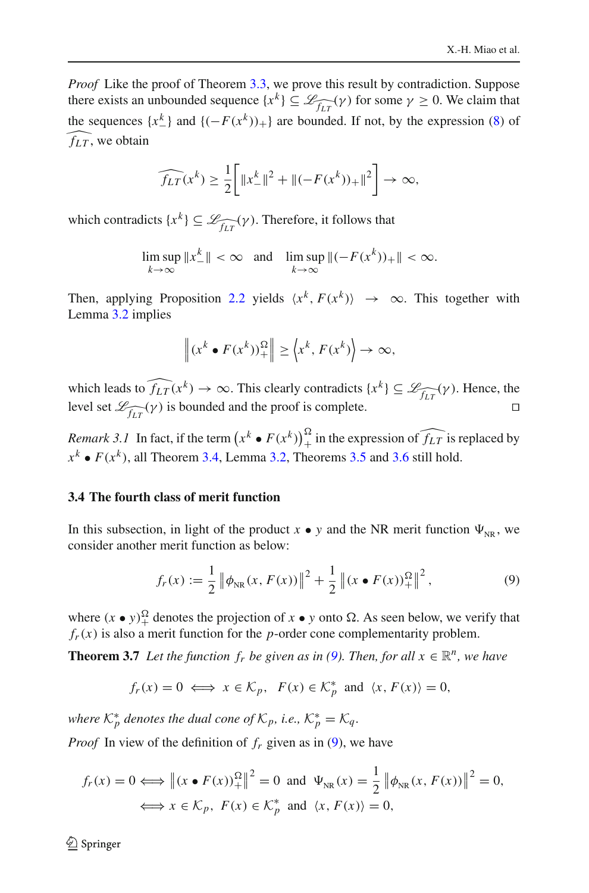*Proof* Like the proof of Theorem 3.3, we prove this result by contradiction. Suppose there exists an unbounded sequence $\{x^k\} \subseteq \mathscr{L}_{\widehat{f_{LT}}}(\gamma)$ for some $\gamma \geq 0$. We claim that the sequences $\{x_-^k\}$ and $\{(-F(x^k))_+\}$ are bounded. If not, by the expression (8) of $\widehat{f_{LT}}$, we obtain

$$\widehat{f_{LT}}(x^k) \geq \frac{1}{2}\left[\|x_-^k\|^2 + \|(-F(x^k))_+\|^2\right] \to \infty,$$

which contradicts $\{x^k\} \subseteq \mathscr{L}_{\widehat{f_{LT}}}(\gamma)$. Therefore, it follows that

$$\limsup_{k\to\infty} \|x_-^k\| < \infty \quad \text{and} \quad \limsup_{k\to\infty} \|(-F(x^k))_+\| < \infty.$$

Then, applying Proposition 2.2 yields $\langle x^k, F(x^k)\rangle \to \infty$. This together with Lemma 3.2 implies

$$\left\|(x^k \bullet F(x^k))_+^{\Omega}\right\| \geq \left\langle x^k, F(x^k)\right\rangle \to \infty,$$

which leads to $\widehat{f_{LT}}(x^k) \to \infty$. This clearly contradicts $\{x^k\} \subseteq \mathscr{L}_{\widehat{f_{LT}}}(\gamma)$. Hence, the level set $\mathscr{L}_{\widehat{f_{LT}}}(\gamma)$ is bounded and the proof is complete. □

*Remark 3.1* In fact, if the term $\left(x^k \bullet F(x^k)\right)_+^{\Omega}$ in the expression of $\widehat{f_{LT}}$ is replaced by $x^k \bullet F(x^k)$, all Theorem 3.4, Lemma 3.2, Theorems 3.5 and 3.6 still hold.

### 3.4 The fourth class of merit function

In this subsection, in light of the product $x \bullet y$ and the NR merit function $\Psi_{\text{NR}}$, we consider another merit function as below:

$$f_r(x) := \frac{1}{2}\left\|\phi_{\text{NR}}(x, F(x))\right\|^2 + \frac{1}{2}\left\|(x \bullet F(x))_+^{\Omega}\right\|^2, \tag{9}$$

where $(x \bullet y)_+^{\Omega}$ denotes the projection of $x \bullet y$ onto $\Omega$. As seen below, we verify that $f_r(x)$ is also a merit function for the $p$-order cone complementarity problem.

**Theorem 3.7** *Let the function $f_r$ be given as in (9). Then, for all $x \in \mathbb{R}^n$, we have*

$$f_r(x) = 0 \iff x \in \mathcal{K}_p, \quad F(x) \in \mathcal{K}_p^* \text{ and } \langle x, F(x)\rangle = 0,$$

*where $\mathcal{K}_p^*$ denotes the dual cone of $\mathcal{K}_p$, i.e., $\mathcal{K}_p^* = \mathcal{K}_q$.*

*Proof* In view of the definition of $f_r$ given as in (9), we have

$$\begin{aligned} f_r(x) = 0 &\iff \left\|(x \bullet F(x))_+^{\Omega}\right\|^2 = 0 \text{ and } \Psi_{\text{NR}}(x) = \frac{1}{2}\left\|\phi_{\text{NR}}(x, F(x))\right\|^2 = 0, \\ &\iff x \in \mathcal{K}_p, \ F(x) \in \mathcal{K}_p^* \text{ and } \langle x, F(x)\rangle = 0, \end{aligned}$$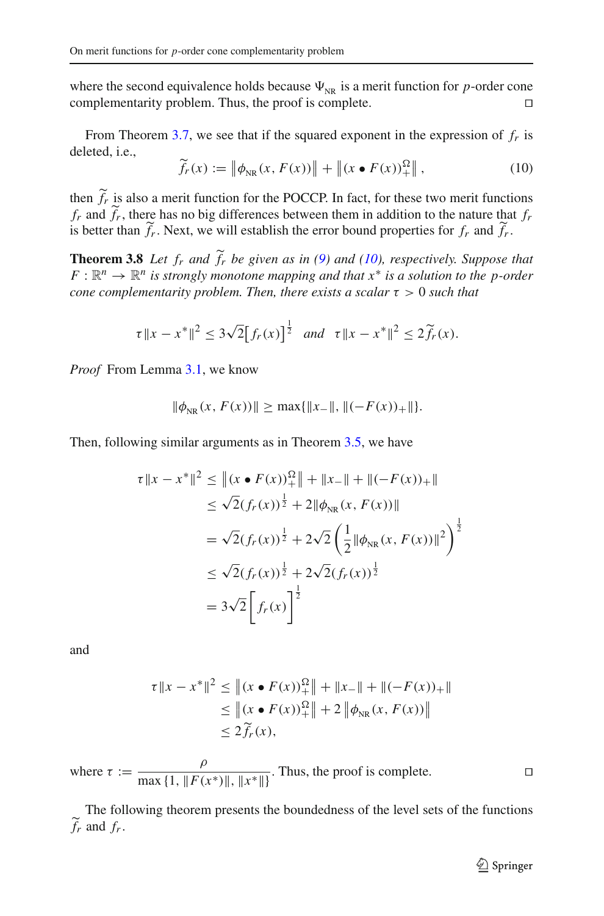where the second equivalence holds because $\Psi_{\text{NR}}$ is a merit function for $p$-order cone complementarity problem. Thus, the proof is complete. $\square$

From Theorem 3.7, we see that if the squared exponent in the expression of $f_r$ is deleted, i.e.,

$$\widetilde{f}_r(x) := \left\| \phi_{\text{NR}}(x, F(x)) \right\| + \left\| (x \bullet F(x))_+^{\Omega} \right\|, \tag{10}$$

then $\widetilde{f}_r$ is also a merit function for the POCCP. In fact, for these two merit functions $f_r$ and $\widetilde{f}_r$, there has no big differences between them in addition to the nature that $f_r$ is better than $\widetilde{f}_r$. Next, we will establish the error bound properties for $f_r$ and $\widetilde{f}_r$.

**Theorem 3.8** *Let $f_r$ and $\widetilde{f}_r$ be given as in (9) and (10), respectively. Suppose that $F : \mathbb{R}^n \to \mathbb{R}^n$ is strongly monotone mapping and that $x^*$ is a solution to the $p$-order cone complementarity problem. Then, there exists a scalar $\tau > 0$ such that*

$$\tau \|x - x^*\|^2 \le 3\sqrt{2}\big[f_r(x)\big]^{\frac{1}{2}} \quad \textit{and} \quad \tau \|x - x^*\|^2 \le 2\widetilde{f}_r(x).$$

*Proof* From Lemma 3.1, we know

$$\|\phi_{\text{NR}}(x, F(x))\| \ge \max\{\|x_-\|, \|(-F(x))_+\|\}.$$

Then, following similar arguments as in Theorem 3.5, we have

$$\begin{aligned}
\tau \|x - x^*\|^2 &\le \left\| (x \bullet F(x))_+^{\Omega} \right\| + \|x_-\| + \|(-F(x))_+\| \\
&\le \sqrt{2}(f_r(x))^{\frac{1}{2}} + 2\|\phi_{\text{NR}}(x, F(x))\| \\
&= \sqrt{2}(f_r(x))^{\frac{1}{2}} + 2\sqrt{2}\left(\frac{1}{2}\|\phi_{\text{NR}}(x, F(x))\|^2\right)^{\frac{1}{2}} \\
&\le \sqrt{2}(f_r(x))^{\frac{1}{2}} + 2\sqrt{2}(f_r(x))^{\frac{1}{2}} \\
&= 3\sqrt{2}\left[f_r(x)\right]^{\frac{1}{2}}
\end{aligned}$$

and

$$\begin{aligned}
\tau \|x - x^*\|^2 &\le \left\| (x \bullet F(x))_+^{\Omega} \right\| + \|x_-\| + \|(-F(x))_+\| \\
&\le \left\| (x \bullet F(x))_+^{\Omega} \right\| + 2\left\| \phi_{\text{NR}}(x, F(x)) \right\| \\
&\le 2\widetilde{f}_r(x),
\end{aligned}$$

where $\tau := \dfrac{\rho}{\max\{1, \|F(x^*)\|, \|x^*\|\}}$. Thus, the proof is complete. $\square$

The following theorem presents the boundedness of the level sets of the functions $\widetilde{f}_r$ and $f_r$.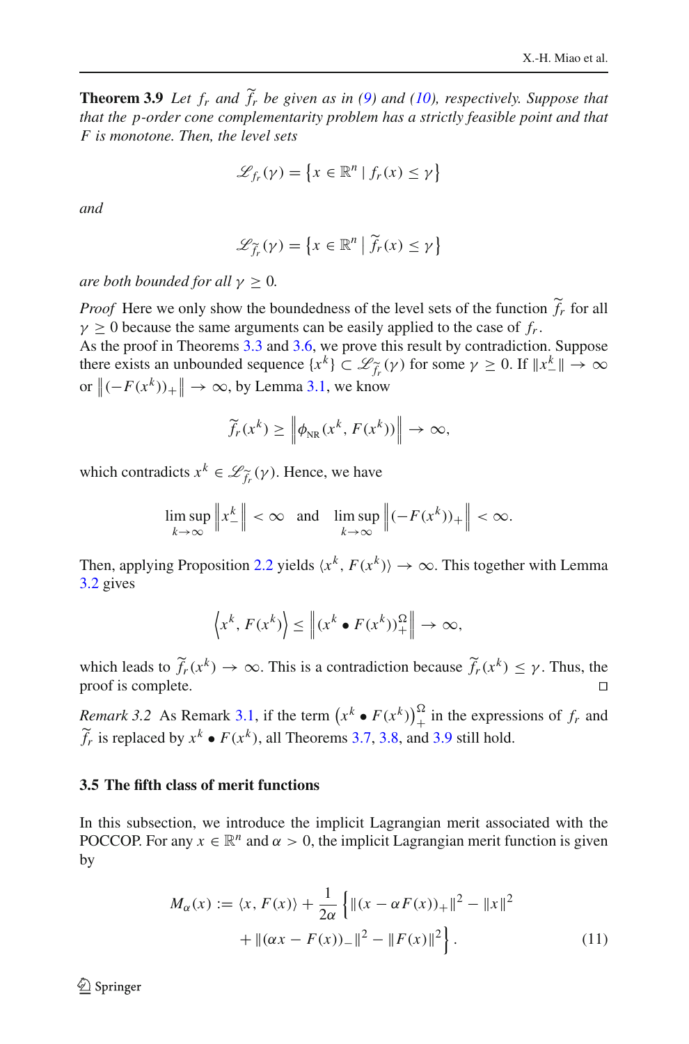**Theorem 3.9** *Let $f_r$ and $\widetilde{f}_r$ be given as in (9) and (10), respectively. Suppose that that the $p$-order cone complementarity problem has a strictly feasible point and that $F$ is monotone. Then, the level sets*

$$\mathscr{L}_{f_r}(\gamma) = \left\{ x \in \mathbb{R}^n \mid f_r(x) \leq \gamma \right\}$$

*and*

$$\mathscr{L}_{\widetilde{f}_r}(\gamma) = \left\{ x \in \mathbb{R}^n \mid \widetilde{f}_r(x) \leq \gamma \right\}$$

*are both bounded for all $\gamma \geq 0$.*

*Proof* Here we only show the boundedness of the level sets of the function $\widetilde{f}_r$ for all $\gamma \geq 0$ because the same arguments can be easily applied to the case of $f_r$.
As the proof in Theorems 3.3 and 3.6, we prove this result by contradiction. Suppose there exists an unbounded sequence $\{x^k\} \subset \mathscr{L}_{\widetilde{f}_r}(\gamma)$ for some $\gamma \geq 0$. If $\|x_-^k\| \to \infty$ or $\left\|(-F(x^k))_+\right\| \to \infty$, by Lemma 3.1, we know

$$\widetilde{f}_r(x^k) \geq \left\| \phi_{\text{NR}}(x^k, F(x^k)) \right\| \to \infty,$$

which contradicts $x^k \in \mathscr{L}_{\widetilde{f}_r}(\gamma)$. Hence, we have

$$\limsup_{k \to \infty} \left\| x_-^k \right\| < \infty \quad \text{and} \quad \limsup_{k \to \infty} \left\| (-F(x^k))_+ \right\| < \infty.$$

Then, applying Proposition 2.2 yields $\langle x^k, F(x^k) \rangle \to \infty$. This together with Lemma 3.2 gives

$$\left\langle x^k, F(x^k) \right\rangle \leq \left\| (x^k \bullet F(x^k))_+^{\Omega} \right\| \to \infty,$$

which leads to $\widetilde{f}_r(x^k) \to \infty$. This is a contradiction because $\widetilde{f}_r(x^k) \leq \gamma$. Thus, the proof is complete. □

*Remark 3.2* As Remark 3.1, if the term $\left(x^k \bullet F(x^k)\right)_+^{\Omega}$ in the expressions of $f_r$ and $\widetilde{f}_r$ is replaced by $x^k \bullet F(x^k)$, all Theorems 3.7, 3.8, and 3.9 still hold.

### 3.5 The fifth class of merit functions

In this subsection, we introduce the implicit Lagrangian merit associated with the POCCOP. For any $x \in \mathbb{R}^n$ and $\alpha > 0$, the implicit Lagrangian merit function is given by

$$\begin{aligned} M_\alpha(x) := \langle x, F(x) \rangle + \frac{1}{2\alpha} \Big\{ & \|(x - \alpha F(x))_+\|^2 - \|x\|^2 \\ & + \|(\alpha x - F(x))_-\|^2 - \|F(x)\|^2 \Big\}. \end{aligned} \tag{11}$$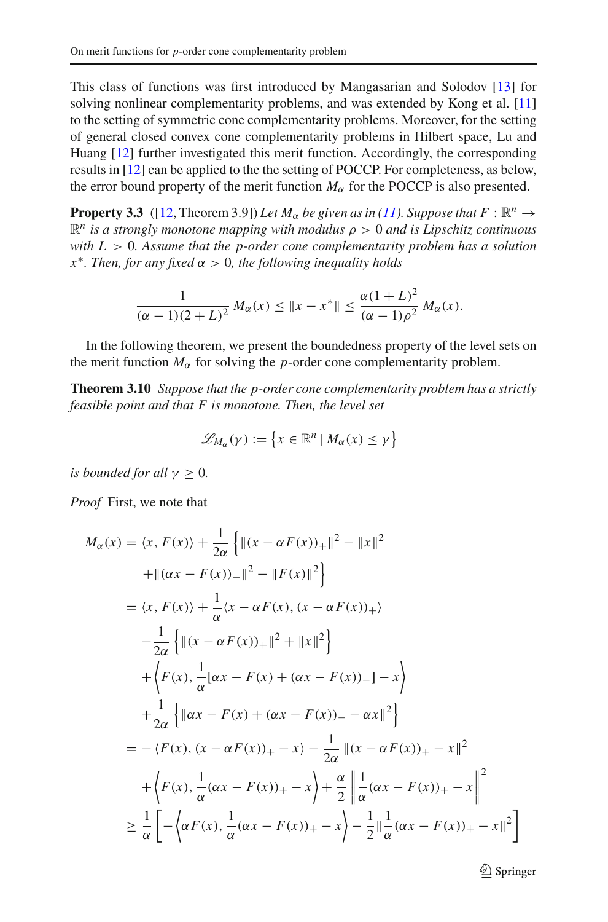This class of functions was first introduced by Mangasarian and Solodov [13] for solving nonlinear complementarity problems, and was extended by Kong et al. [11] to the setting of symmetric cone complementarity problems. Moreover, for the setting of general closed convex cone complementarity problems in Hilbert space, Lu and Huang [12] further investigated this merit function. Accordingly, the corresponding results in [12] can be applied to the the setting of POCCP. For completeness, as below, the error bound property of the merit function $M_\alpha$ for the POCCP is also presented.

**Property 3.3** ([12, Theorem 3.9]) *Let $M_\alpha$ be given as in (11). Suppose that $F : \mathbb{R}^n \to \mathbb{R}^n$ is a strongly monotone mapping with modulus $\rho > 0$ and is Lipschitz continuous with $L > 0$. Assume that the $p$-order cone complementarity problem has a solution $x^*$. Then, for any fixed $\alpha > 0$, the following inequality holds*

$$\frac{1}{(\alpha-1)(2+L)^2}\, M_\alpha(x) \le \|x - x^*\| \le \frac{\alpha(1+L)^2}{(\alpha-1)\rho^2}\, M_\alpha(x).$$

In the following theorem, we present the boundedness property of the level sets on the merit function $M_\alpha$ for solving the $p$-order cone complementarity problem.

**Theorem 3.10** *Suppose that the $p$-order cone complementarity problem has a strictly feasible point and that $F$ is monotone. Then, the level set*

$$\mathscr{L}_{M_\alpha}(\gamma) := \left\{ x \in \mathbb{R}^n \mid M_\alpha(x) \le \gamma \right\}$$

*is bounded for all $\gamma \ge 0$.*

*Proof* First, we note that

$$\begin{aligned}
M_\alpha(x) &= \langle x, F(x)\rangle + \frac{1}{2\alpha}\left\{ \|(x - \alpha F(x))_+\|^2 - \|x\|^2 \right. \\
&\quad \left. + \|(\alpha x - F(x))_-\|^2 - \|F(x)\|^2 \right\} \\
&= \langle x, F(x)\rangle + \frac{1}{\alpha}\langle x - \alpha F(x), (x - \alpha F(x))_+\rangle \\
&\quad - \frac{1}{2\alpha}\left\{ \|(x - \alpha F(x))_+\|^2 + \|x\|^2 \right\} \\
&\quad + \left\langle F(x), \frac{1}{\alpha}[\alpha x - F(x) + (\alpha x - F(x))_-] - x \right\rangle \\
&\quad + \frac{1}{2\alpha}\left\{ \|\alpha x - F(x) + (\alpha x - F(x))_- - \alpha x\|^2 \right\} \\
&= -\langle F(x), (x - \alpha F(x))_+ - x\rangle - \frac{1}{2\alpha}\|(x - \alpha F(x))_+ - x\|^2 \\
&\quad + \left\langle F(x), \frac{1}{\alpha}(\alpha x - F(x))_+ - x \right\rangle + \frac{\alpha}{2}\left\| \frac{1}{\alpha}(\alpha x - F(x))_+ - x \right\|^2 \\
&\ge \frac{1}{\alpha}\left[ -\left\langle \alpha F(x), \frac{1}{\alpha}(\alpha x - F(x))_+ - x \right\rangle - \frac{1}{2}\left\| \frac{1}{\alpha}(\alpha x - F(x))_+ - x \right\|^2 \right]
\end{aligned}$$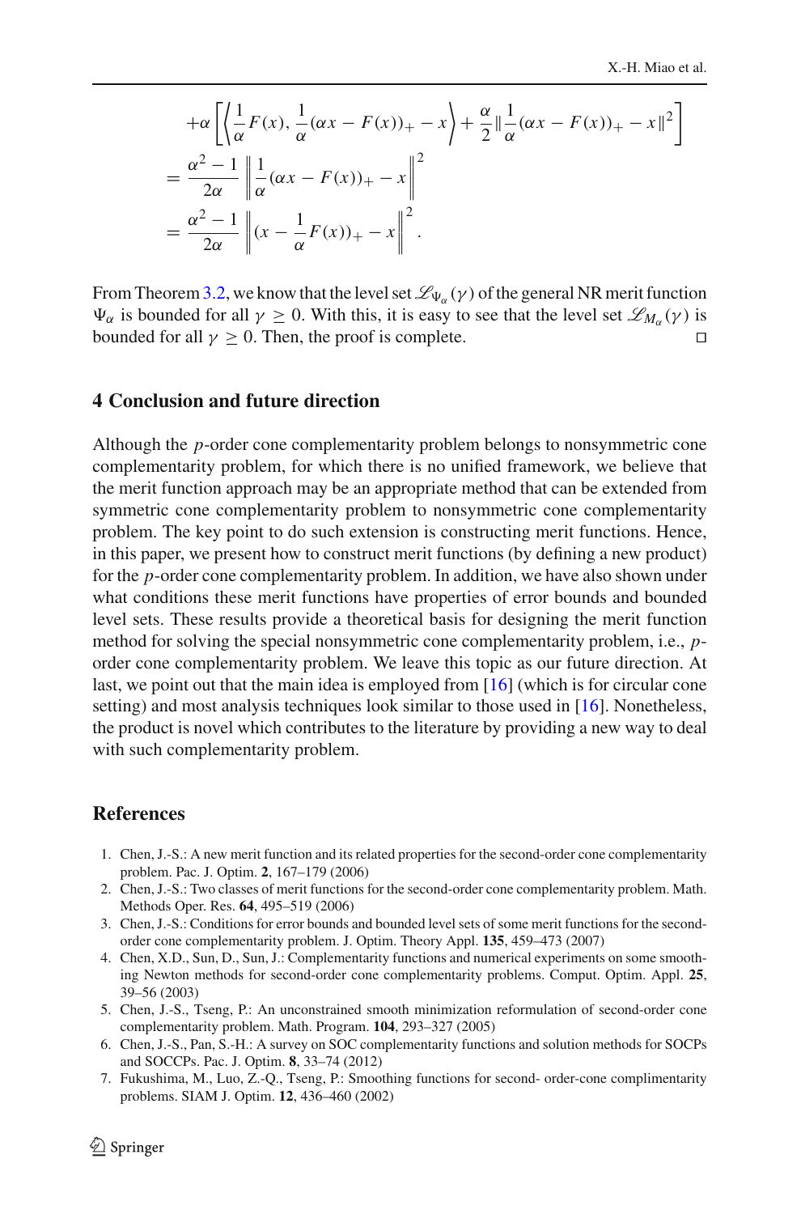$$
\begin{aligned}
&+\alpha \left[ \left\langle \frac{1}{\alpha} F(x), \frac{1}{\alpha}(\alpha x - F(x))_+ - x \right\rangle + \frac{\alpha}{2} \| \frac{1}{\alpha}(\alpha x - F(x))_+ - x \|^2 \right] \\
&= \frac{\alpha^2 - 1}{2\alpha} \left\| \frac{1}{\alpha}(\alpha x - F(x))_+ - x \right\|^2 \\
&= \frac{\alpha^2 - 1}{2\alpha} \left\| (x - \frac{1}{\alpha} F(x))_+ - x \right\|^2 .
\end{aligned}
$$

From Theorem 3.2, we know that the level set $\mathscr{L}_{\Psi_\alpha}(\gamma)$ of the general NR merit function $\Psi_\alpha$ is bounded for all $\gamma \geq 0$. With this, it is easy to see that the level set $\mathscr{L}_{M_\alpha}(\gamma)$ is bounded for all $\gamma \geq 0$. Then, the proof is complete. □

## 4 Conclusion and future direction

Although the $p$-order cone complementarity problem belongs to nonsymmetric cone complementarity problem, for which there is no unified framework, we believe that the merit function approach may be an appropriate method that can be extended from symmetric cone complementarity problem to nonsymmetric cone complementarity problem. The key point to do such extension is constructing merit functions. Hence, in this paper, we present how to construct merit functions (by defining a new product) for the $p$-order cone complementarity problem. In addition, we have also shown under what conditions these merit functions have properties of error bounds and bounded level sets. These results provide a theoretical basis for designing the merit function method for solving the special nonsymmetric cone complementarity problem, i.e., $p$-order cone complementarity problem. We leave this topic as our future direction. At last, we point out that the main idea is employed from [16] (which is for circular cone setting) and most analysis techniques look similar to those used in [16]. Nonetheless, the product is novel which contributes to the literature by providing a new way to deal with such complementarity problem.

## References

1. Chen, J.-S.: A new merit function and its related properties for the second-order cone complementarity problem. Pac. J. Optim. **2**, 167–179 (2006)
2. Chen, J.-S.: Two classes of merit functions for the second-order cone complementarity problem. Math. Methods Oper. Res. **64**, 495–519 (2006)
3. Chen, J.-S.: Conditions for error bounds and bounded level sets of some merit functions for the second-order cone complementarity problem. J. Optim. Theory Appl. **135**, 459–473 (2007)
4. Chen, X.D., Sun, D., Sun, J.: Complementarity functions and numerical experiments on some smoothing Newton methods for second-order cone complementarity problems. Comput. Optim. Appl. **25**, 39–56 (2003)
5. Chen, J.-S., Tseng, P.: An unconstrained smooth minimization reformulation of second-order cone complementarity problem. Math. Program. **104**, 293–327 (2005)
6. Chen, J.-S., Pan, S.-H.: A survey on SOC complementarity functions and solution methods for SOCPs and SOCCPs. Pac. J. Optim. **8**, 33–74 (2012)
7. Fukushima, M., Luo, Z.-Q., Tseng, P.: Smoothing functions for second- order-cone complimentarity problems. SIAM J. Optim. **12**, 436–460 (2002)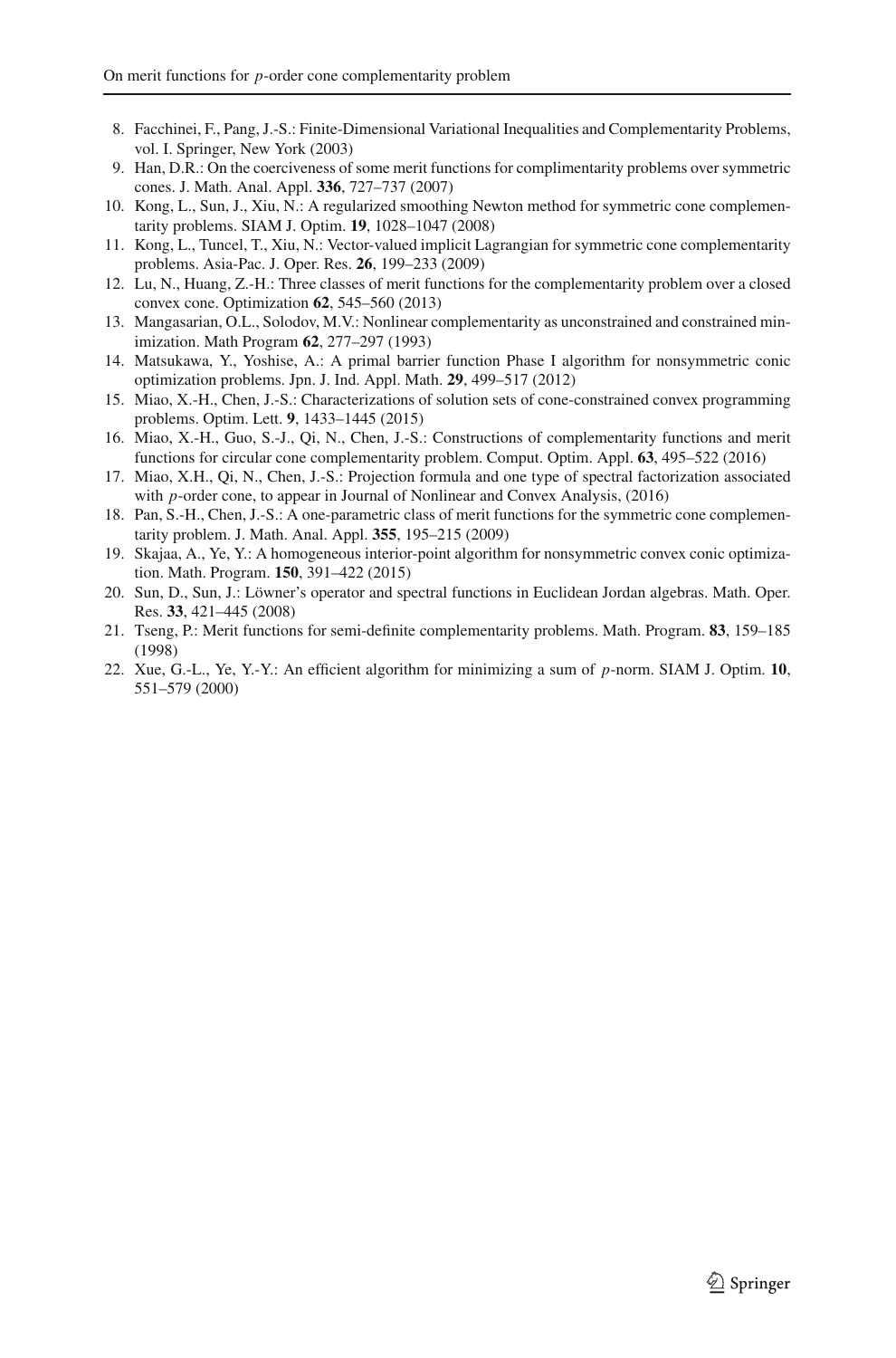8. Facchinei, F., Pang, J.-S.: Finite-Dimensional Variational Inequalities and Complementarity Problems, vol. I. Springer, New York (2003)
9. Han, D.R.: On the coerciveness of some merit functions for complimentarity problems over symmetric cones. J. Math. Anal. Appl. **336**, 727–737 (2007)
10. Kong, L., Sun, J., Xiu, N.: A regularized smoothing Newton method for symmetric cone complementarity problems. SIAM J. Optim. **19**, 1028–1047 (2008)
11. Kong, L., Tuncel, T., Xiu, N.: Vector-valued implicit Lagrangian for symmetric cone complementarity problems. Asia-Pac. J. Oper. Res. **26**, 199–233 (2009)
12. Lu, N., Huang, Z.-H.: Three classes of merit functions for the complementarity problem over a closed convex cone. Optimization **62**, 545–560 (2013)
13. Mangasarian, O.L., Solodov, M.V.: Nonlinear complementarity as unconstrained and constrained minimization. Math Program **62**, 277–297 (1993)
14. Matsukawa, Y., Yoshise, A.: A primal barrier function Phase I algorithm for nonsymmetric conic optimization problems. Jpn. J. Ind. Appl. Math. **29**, 499–517 (2012)
15. Miao, X.-H., Chen, J.-S.: Characterizations of solution sets of cone-constrained convex programming problems. Optim. Lett. **9**, 1433–1445 (2015)
16. Miao, X.-H., Guo, S.-J., Qi, N., Chen, J.-S.: Constructions of complementarity functions and merit functions for circular cone complementarity problem. Comput. Optim. Appl. **63**, 495–522 (2016)
17. Miao, X.H., Qi, N., Chen, J.-S.: Projection formula and one type of spectral factorization associated with $p$-order cone, to appear in Journal of Nonlinear and Convex Analysis, (2016)
18. Pan, S.-H., Chen, J.-S.: A one-parametric class of merit functions for the symmetric cone complementarity problem. J. Math. Anal. Appl. **355**, 195–215 (2009)
19. Skajaa, A., Ye, Y.: A homogeneous interior-point algorithm for nonsymmetric convex conic optimization. Math. Program. **150**, 391–422 (2015)
20. Sun, D., Sun, J.: Löwner's operator and spectral functions in Euclidean Jordan algebras. Math. Oper. Res. **33**, 421–445 (2008)
21. Tseng, P.: Merit functions for semi-definite complementarity problems. Math. Program. **83**, 159–185 (1998)
22. Xue, G.-L., Ye, Y.-Y.: An efficient algorithm for minimizing a sum of $p$-norm. SIAM J. Optim. **10**, 551–579 (2000)